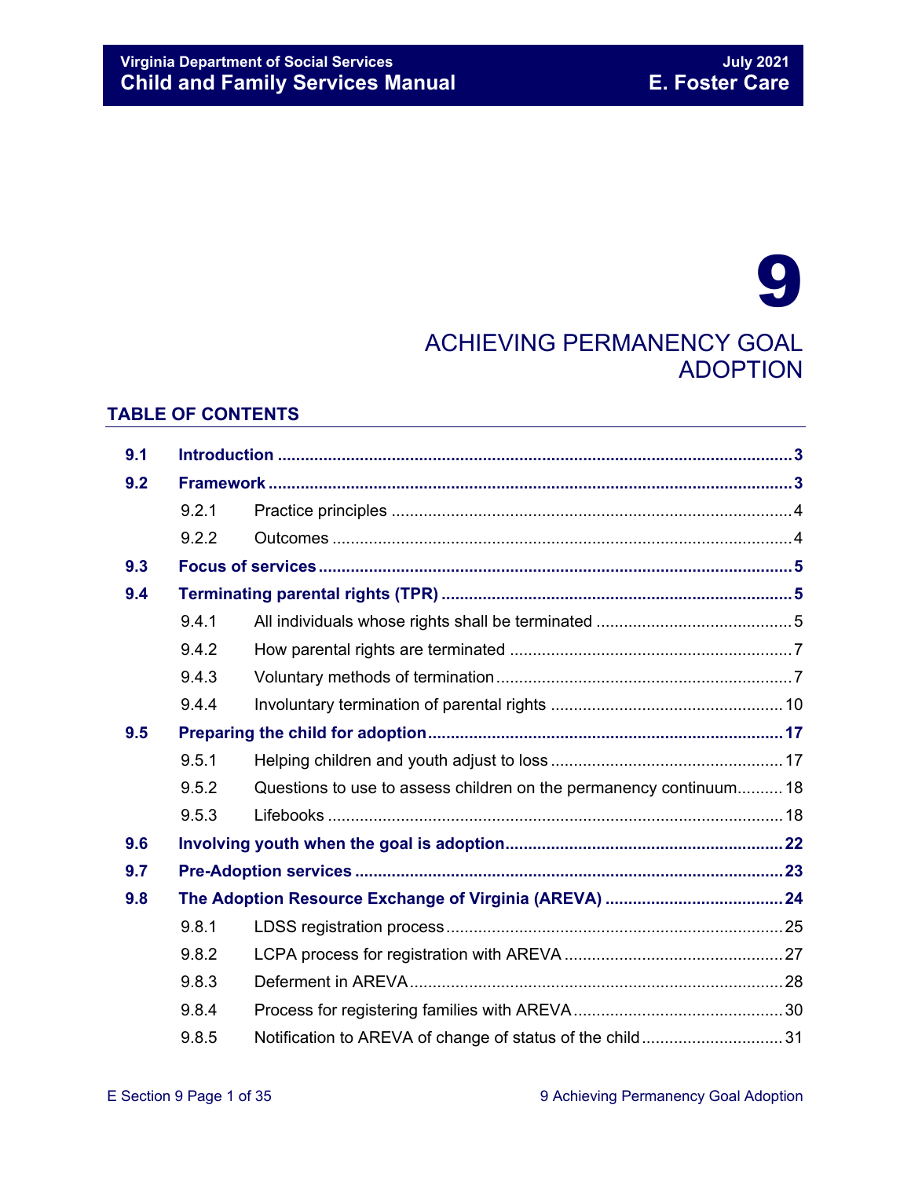# 9

# ACHIEVING PERMANENCY GOAL ADOPTION

## TABLE OF CONTENTS

| | | | |
|---|---|---|---|
| **9.1** | **Introduction** | | **3** |
| **9.2** | **Framework** | | **3** |
| | 9.2.1 | Practice principles | 4 |
| | 9.2.2 | Outcomes | 4 |
| **9.3** | **Focus of services** | | **5** |
| **9.4** | **Terminating parental rights (TPR)** | | **5** |
| | 9.4.1 | All individuals whose rights shall be terminated | 5 |
| | 9.4.2 | How parental rights are terminated | 7 |
| | 9.4.3 | Voluntary methods of termination | 7 |
| | 9.4.4 | Involuntary termination of parental rights | 10 |
| **9.5** | **Preparing the child for adoption** | | **17** |
| | 9.5.1 | Helping children and youth adjust to loss | 17 |
| | 9.5.2 | Questions to use to assess children on the permanency continuum | 18 |
| | 9.5.3 | Lifebooks | 18 |
| **9.6** | **Involving youth when the goal is adoption** | | **22** |
| **9.7** | **Pre-Adoption services** | | **23** |
| **9.8** | **The Adoption Resource Exchange of Virginia (AREVA)** | | **24** |
| | 9.8.1 | LDSS registration process | 25 |
| | 9.8.2 | LCPA process for registration with AREVA | 27 |
| | 9.8.3 | Deferment in AREVA | 28 |
| | 9.8.4 | Process for registering families with AREVA | 30 |
| | 9.8.5 | Notification to AREVA of change of status of the child | 31 |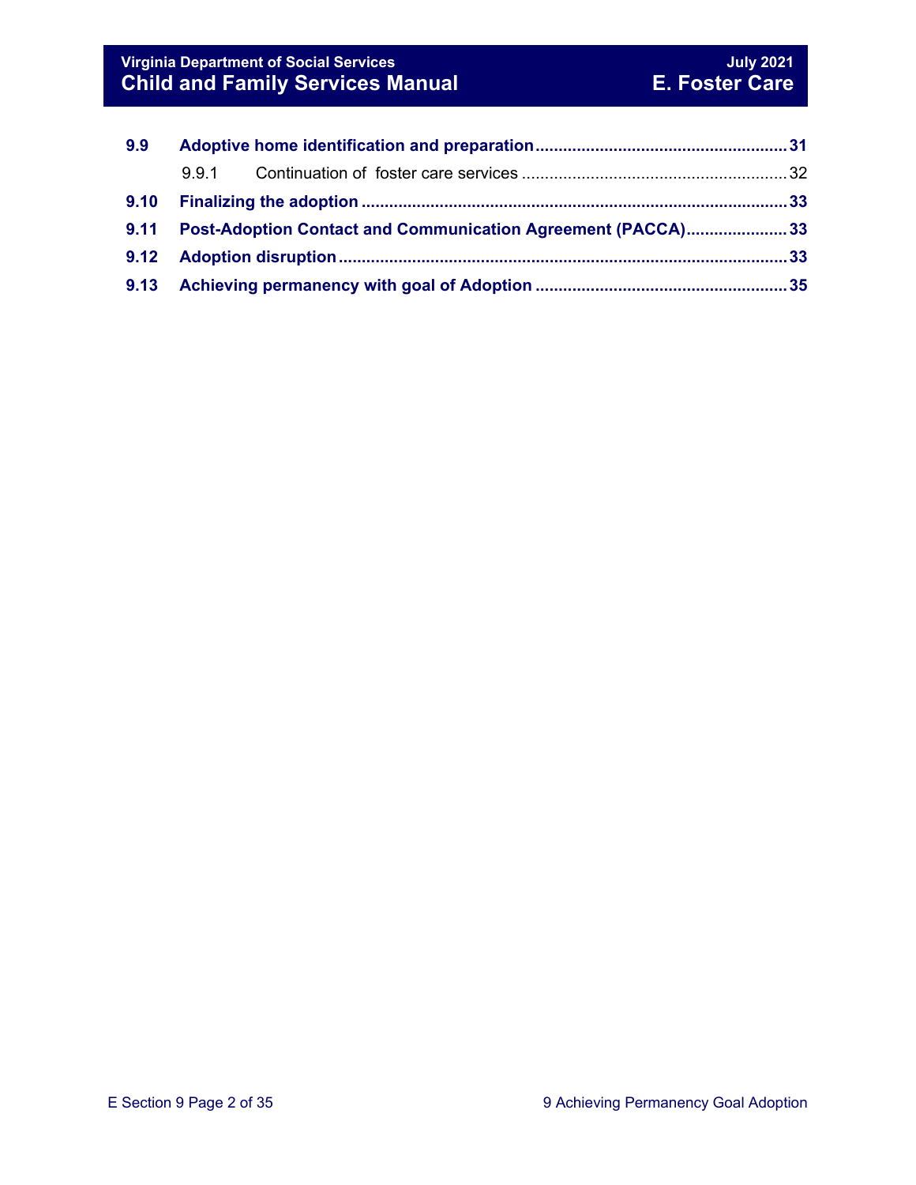| | | |
|---|---|---|
| **9.9** | **Adoptive home identification and preparation** | **31** |
| 9.9.1 | Continuation of foster care services | 32 |
| **9.10** | **Finalizing the adoption** | **33** |
| **9.11** | **Post-Adoption Contact and Communication Agreement (PACCA)** | **33** |
| **9.12** | **Adoption disruption** | **33** |
| **9.13** | **Achieving permanency with goal of Adoption** | **35** |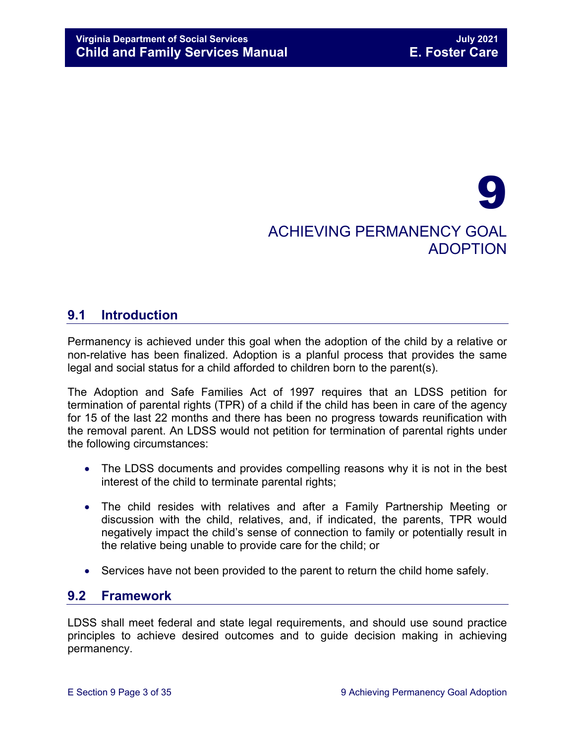# 9

# ACHIEVING PERMANENCY GOAL ADOPTION

## 9.1 Introduction

Permanency is achieved under this goal when the adoption of the child by a relative or non-relative has been finalized. Adoption is a planful process that provides the same legal and social status for a child afforded to children born to the parent(s).

The Adoption and Safe Families Act of 1997 requires that an LDSS petition for termination of parental rights (TPR) of a child if the child has been in care of the agency for 15 of the last 22 months and there has been no progress towards reunification with the removal parent. An LDSS would not petition for termination of parental rights under the following circumstances:

- The LDSS documents and provides compelling reasons why it is not in the best interest of the child to terminate parental rights;
- The child resides with relatives and after a Family Partnership Meeting or discussion with the child, relatives, and, if indicated, the parents, TPR would negatively impact the child's sense of connection to family or potentially result in the relative being unable to provide care for the child; or
- Services have not been provided to the parent to return the child home safely.

## 9.2 Framework

LDSS shall meet federal and state legal requirements, and should use sound practice principles to achieve desired outcomes and to guide decision making in achieving permanency.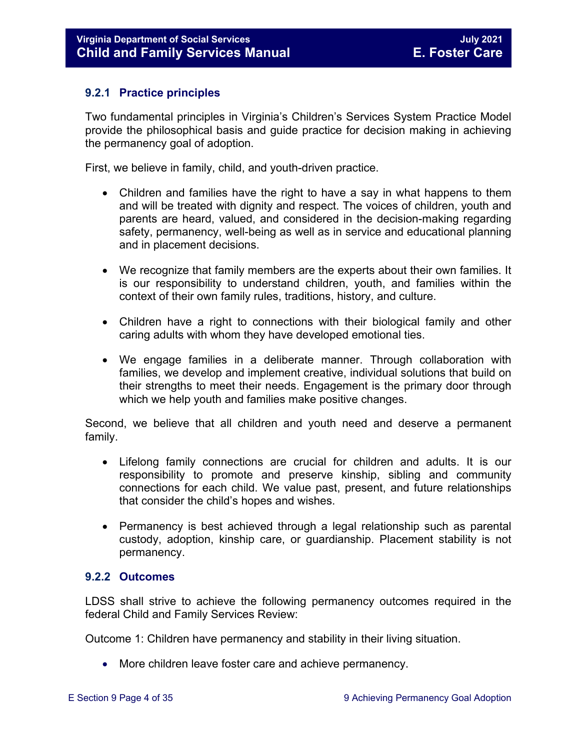### 9.2.1 Practice principles

Two fundamental principles in Virginia's Children's Services System Practice Model provide the philosophical basis and guide practice for decision making in achieving the permanency goal of adoption.

First, we believe in family, child, and youth-driven practice.

- Children and families have the right to have a say in what happens to them and will be treated with dignity and respect. The voices of children, youth and parents are heard, valued, and considered in the decision-making regarding safety, permanency, well-being as well as in service and educational planning and in placement decisions.

- We recognize that family members are the experts about their own families. It is our responsibility to understand children, youth, and families within the context of their own family rules, traditions, history, and culture.

- Children have a right to connections with their biological family and other caring adults with whom they have developed emotional ties.

- We engage families in a deliberate manner. Through collaboration with families, we develop and implement creative, individual solutions that build on their strengths to meet their needs. Engagement is the primary door through which we help youth and families make positive changes.

Second, we believe that all children and youth need and deserve a permanent family.

- Lifelong family connections are crucial for children and adults. It is our responsibility to promote and preserve kinship, sibling and community connections for each child. We value past, present, and future relationships that consider the child's hopes and wishes.

- Permanency is best achieved through a legal relationship such as parental custody, adoption, kinship care, or guardianship. Placement stability is not permanency.

### 9.2.2 Outcomes

LDSS shall strive to achieve the following permanency outcomes required in the federal Child and Family Services Review:

Outcome 1: Children have permanency and stability in their living situation.

- More children leave foster care and achieve permanency.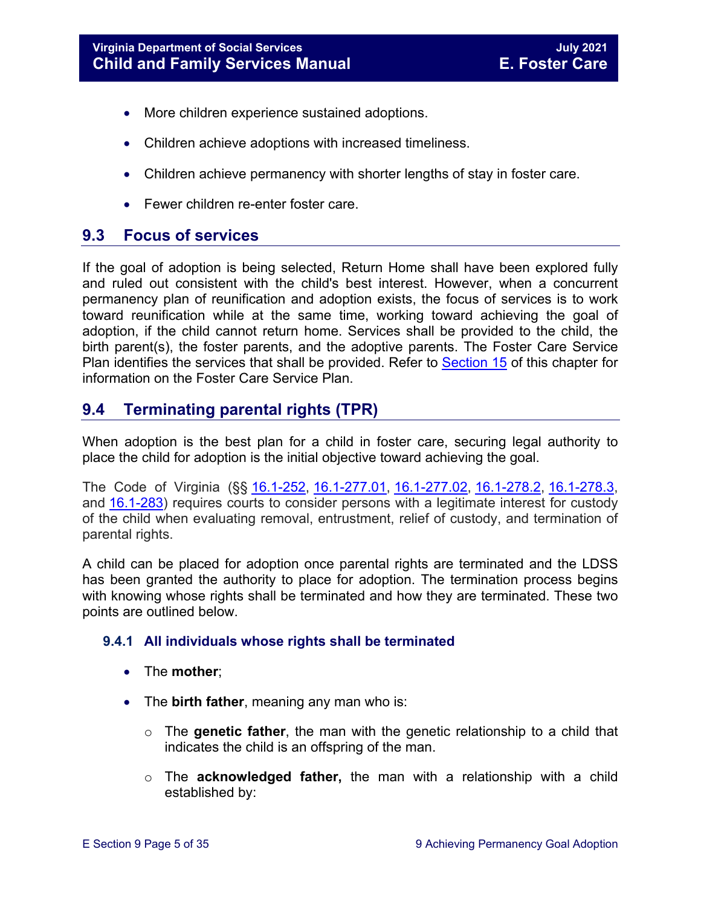- More children experience sustained adoptions.
- Children achieve adoptions with increased timeliness.
- Children achieve permanency with shorter lengths of stay in foster care.
- Fewer children re-enter foster care.

## 9.3 Focus of services

If the goal of adoption is being selected, Return Home shall have been explored fully and ruled out consistent with the child's best interest. However, when a concurrent permanency plan of reunification and adoption exists, the focus of services is to work toward reunification while at the same time, working toward achieving the goal of adoption, if the child cannot return home. Services shall be provided to the child, the birth parent(s), the foster parents, and the adoptive parents. The Foster Care Service Plan identifies the services that shall be provided. Refer to Section 15 of this chapter for information on the Foster Care Service Plan.

## 9.4 Terminating parental rights (TPR)

When adoption is the best plan for a child in foster care, securing legal authority to place the child for adoption is the initial objective toward achieving the goal.

The Code of Virginia (§§ 16.1-252, 16.1-277.01, 16.1-277.02, 16.1-278.2, 16.1-278.3, and 16.1-283) requires courts to consider persons with a legitimate interest for custody of the child when evaluating removal, entrustment, relief of custody, and termination of parental rights.

A child can be placed for adoption once parental rights are terminated and the LDSS has been granted the authority to place for adoption. The termination process begins with knowing whose rights shall be terminated and how they are terminated. These two points are outlined below.

### 9.4.1 All individuals whose rights shall be terminated

- The **mother**;
- The **birth father**, meaning any man who is:
  - The **genetic father**, the man with the genetic relationship to a child that indicates the child is an offspring of the man.
  - The **acknowledged father,** the man with a relationship with a child established by: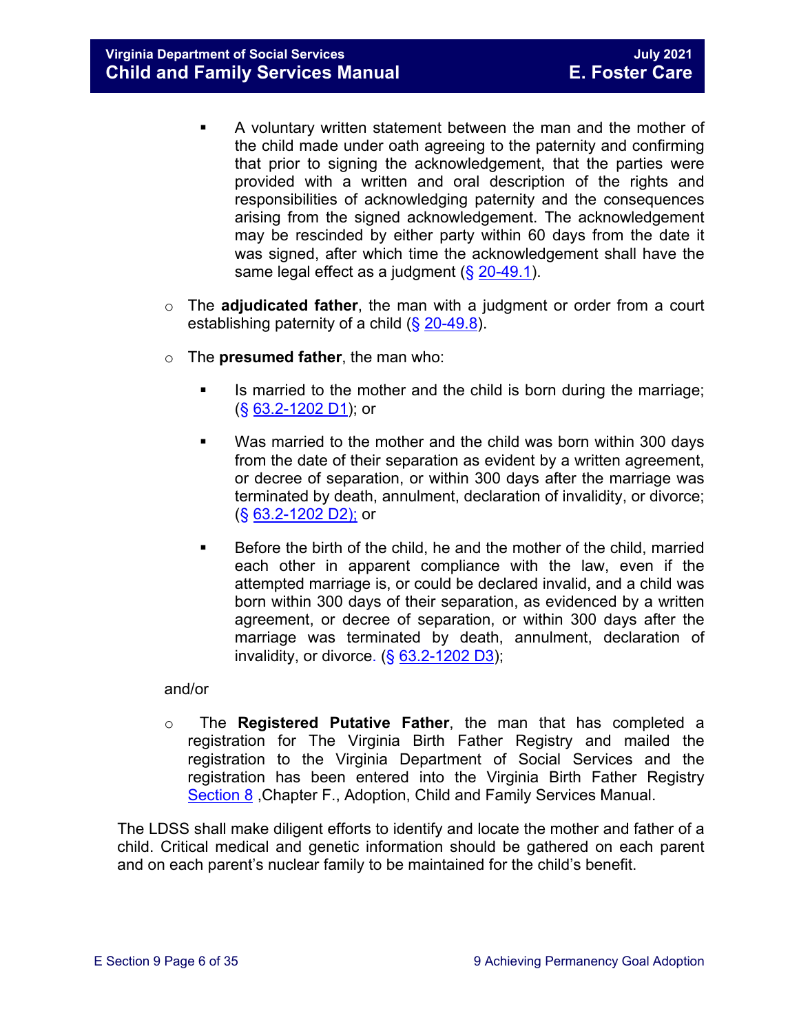- A voluntary written statement between the man and the mother of the child made under oath agreeing to the paternity and confirming that prior to signing the acknowledgement, that the parties were provided with a written and oral description of the rights and responsibilities of acknowledging paternity and the consequences arising from the signed acknowledgement. The acknowledgement may be rescinded by either party within 60 days from the date it was signed, after which time the acknowledgement shall have the same legal effect as a judgment (§ 20-49.1).

    - The **adjudicated father**, the man with a judgment or order from a court establishing paternity of a child (§ 20-49.8).

    - The **presumed father**, the man who:

        - Is married to the mother and the child is born during the marriage; (§ 63.2-1202 D1); or

        - Was married to the mother and the child was born within 300 days from the date of their separation as evident by a written agreement, or decree of separation, or within 300 days after the marriage was terminated by death, annulment, declaration of invalidity, or divorce; (§ 63.2-1202 D2); or

        - Before the birth of the child, he and the mother of the child, married each other in apparent compliance with the law, even if the attempted marriage is, or could be declared invalid, and a child was born within 300 days of their separation, as evidenced by a written agreement, or decree of separation, or within 300 days after the marriage was terminated by death, annulment, declaration of invalidity, or divorce. (§ 63.2-1202 D3);

    and/or

    - The **Registered Putative Father**, the man that has completed a registration for The Virginia Birth Father Registry and mailed the registration to the Virginia Department of Social Services and the registration has been entered into the Virginia Birth Father Registry Section 8 ,Chapter F., Adoption, Child and Family Services Manual.

The LDSS shall make diligent efforts to identify and locate the mother and father of a child. Critical medical and genetic information should be gathered on each parent and on each parent's nuclear family to be maintained for the child's benefit.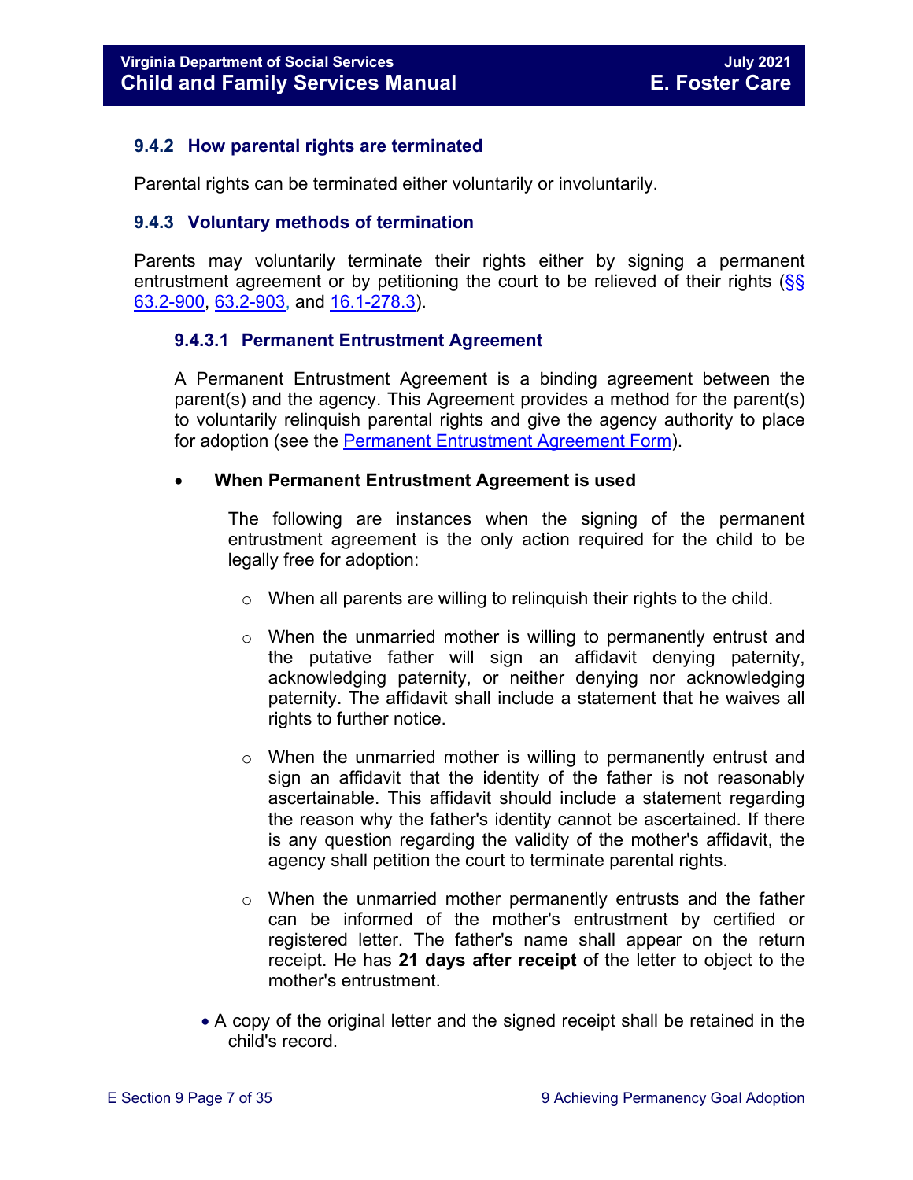### 9.4.2 How parental rights are terminated

Parental rights can be terminated either voluntarily or involuntarily.

### 9.4.3 Voluntary methods of termination

Parents may voluntarily terminate their rights either by signing a permanent entrustment agreement or by petitioning the court to be relieved of their rights (§§ 63.2-900, 63.2-903, and 16.1-278.3).

#### 9.4.3.1 Permanent Entrustment Agreement

A Permanent Entrustment Agreement is a binding agreement between the parent(s) and the agency. This Agreement provides a method for the parent(s) to voluntarily relinquish parental rights and give the agency authority to place for adoption (see the Permanent Entrustment Agreement Form).

- **When Permanent Entrustment Agreement is used**

  The following are instances when the signing of the permanent entrustment agreement is the only action required for the child to be legally free for adoption:

  - When all parents are willing to relinquish their rights to the child.
  - When the unmarried mother is willing to permanently entrust and the putative father will sign an affidavit denying paternity, acknowledging paternity, or neither denying nor acknowledging paternity. The affidavit shall include a statement that he waives all rights to further notice.
  - When the unmarried mother is willing to permanently entrust and sign an affidavit that the identity of the father is not reasonably ascertainable. This affidavit should include a statement regarding the reason why the father's identity cannot be ascertained. If there is any question regarding the validity of the mother's affidavit, the agency shall petition the court to terminate parental rights.
  - When the unmarried mother permanently entrusts and the father can be informed of the mother's entrustment by certified or registered letter. The father's name shall appear on the return receipt. He has **21 days after receipt** of the letter to object to the mother's entrustment.

- A copy of the original letter and the signed receipt shall be retained in the child's record.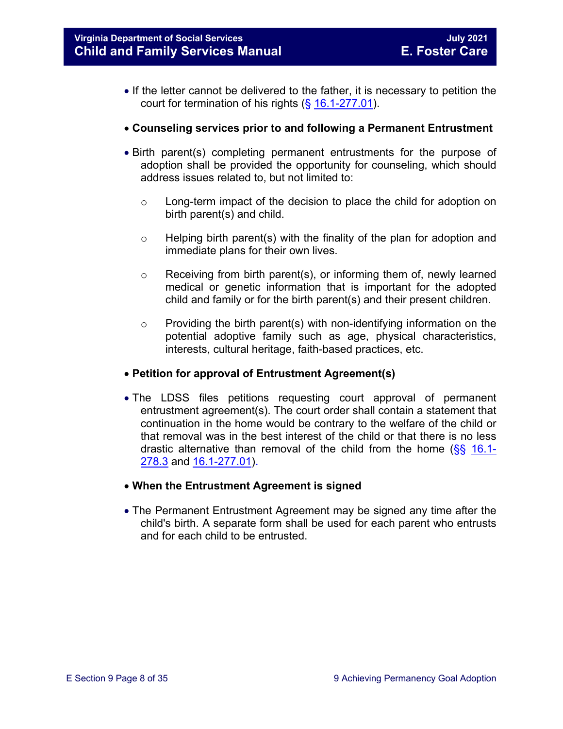- If the letter cannot be delivered to the father, it is necessary to petition the court for termination of his rights (§ 16.1-277.01).

- **Counseling services prior to and following a Permanent Entrustment**

- Birth parent(s) completing permanent entrustments for the purpose of adoption shall be provided the opportunity for counseling, which should address issues related to, but not limited to:

    - Long-term impact of the decision to place the child for adoption on birth parent(s) and child.

    - Helping birth parent(s) with the finality of the plan for adoption and immediate plans for their own lives.

    - Receiving from birth parent(s), or informing them of, newly learned medical or genetic information that is important for the adopted child and family or for the birth parent(s) and their present children.

    - Providing the birth parent(s) with non-identifying information on the potential adoptive family such as age, physical characteristics, interests, cultural heritage, faith-based practices, etc.

- **Petition for approval of Entrustment Agreement(s)**

- The LDSS files petitions requesting court approval of permanent entrustment agreement(s). The court order shall contain a statement that continuation in the home would be contrary to the welfare of the child or that removal was in the best interest of the child or that there is no less drastic alternative than removal of the child from the home (§§ 16.1-278.3 and 16.1-277.01).

- **When the Entrustment Agreement is signed**

- The Permanent Entrustment Agreement may be signed any time after the child's birth. A separate form shall be used for each parent who entrusts and for each child to be entrusted.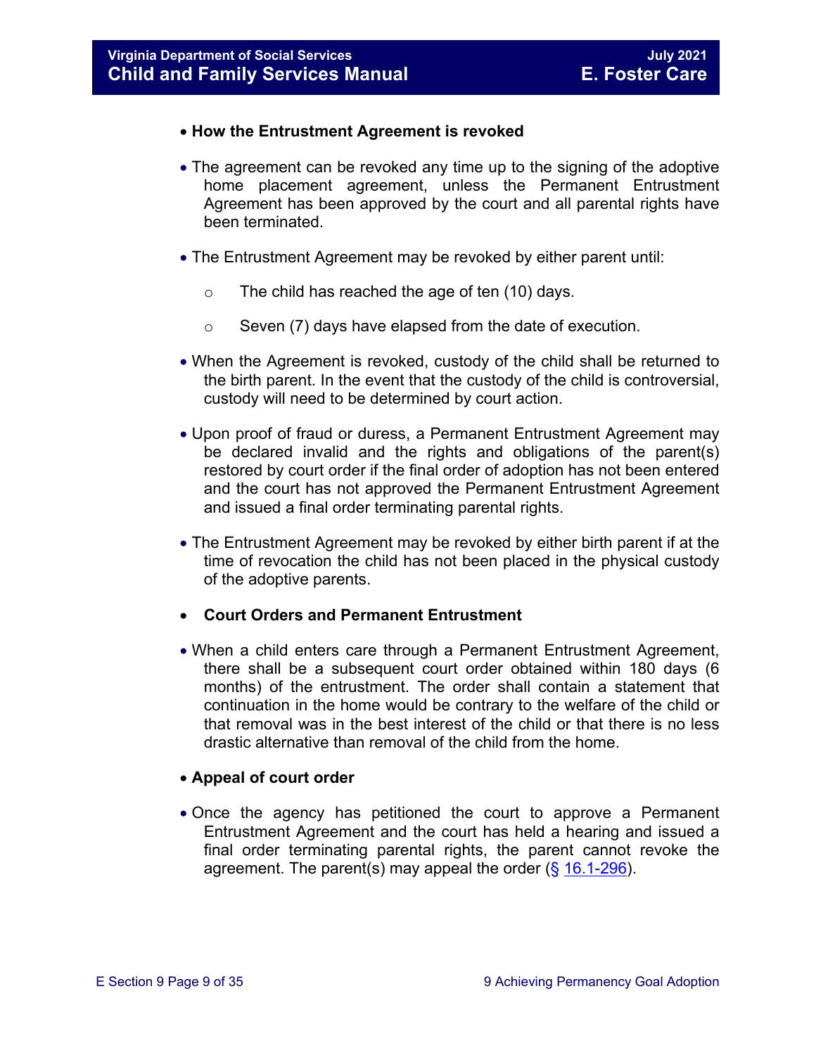- **How the Entrustment Agreement is revoked**

- The agreement can be revoked any time up to the signing of the adoptive home placement agreement, unless the Permanent Entrustment Agreement has been approved by the court and all parental rights have been terminated.

- The Entrustment Agreement may be revoked by either parent until:
  - The child has reached the age of ten (10) days.
  - Seven (7) days have elapsed from the date of execution.

- When the Agreement is revoked, custody of the child shall be returned to the birth parent. In the event that the custody of the child is controversial, custody will need to be determined by court action.

- Upon proof of fraud or duress, a Permanent Entrustment Agreement may be declared invalid and the rights and obligations of the parent(s) restored by court order if the final order of adoption has not been entered and the court has not approved the Permanent Entrustment Agreement and issued a final order terminating parental rights.

- The Entrustment Agreement may be revoked by either birth parent if at the time of revocation the child has not been placed in the physical custody of the adoptive parents.

- **Court Orders and Permanent Entrustment**

- When a child enters care through a Permanent Entrustment Agreement, there shall be a subsequent court order obtained within 180 days (6 months) of the entrustment. The order shall contain a statement that continuation in the home would be contrary to the welfare of the child or that removal was in the best interest of the child or that there is no less drastic alternative than removal of the child from the home.

- **Appeal of court order**

- Once the agency has petitioned the court to approve a Permanent Entrustment Agreement and the court has held a hearing and issued a final order terminating parental rights, the parent cannot revoke the agreement. The parent(s) may appeal the order (§ 16.1-296).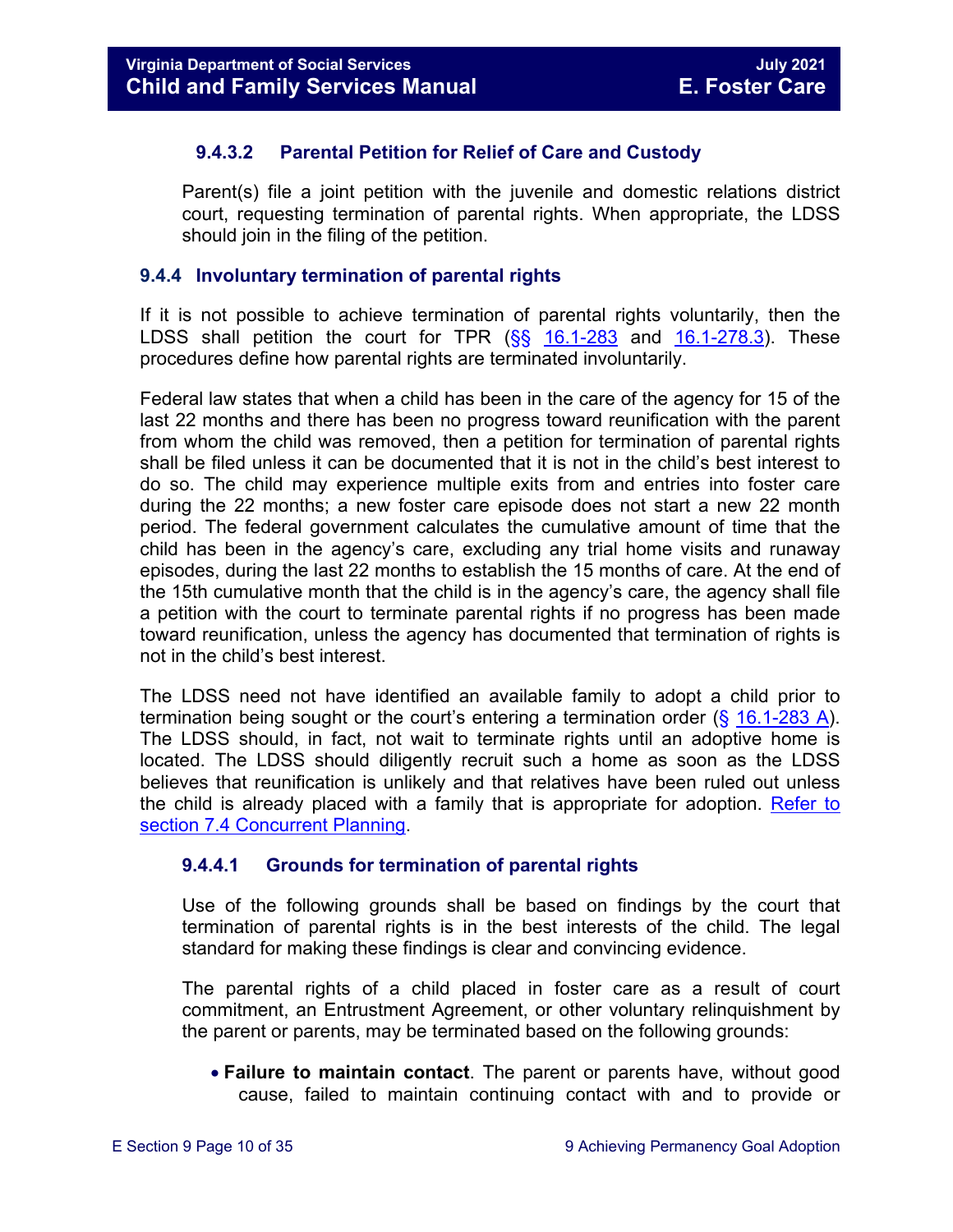#### 9.4.3.2 Parental Petition for Relief of Care and Custody

Parent(s) file a joint petition with the juvenile and domestic relations district court, requesting termination of parental rights. When appropriate, the LDSS should join in the filing of the petition.

### 9.4.4 Involuntary termination of parental rights

If it is not possible to achieve termination of parental rights voluntarily, then the LDSS shall petition the court for TPR (§§ 16.1-283 and 16.1-278.3). These procedures define how parental rights are terminated involuntarily.

Federal law states that when a child has been in the care of the agency for 15 of the last 22 months and there has been no progress toward reunification with the parent from whom the child was removed, then a petition for termination of parental rights shall be filed unless it can be documented that it is not in the child's best interest to do so. The child may experience multiple exits from and entries into foster care during the 22 months; a new foster care episode does not start a new 22 month period. The federal government calculates the cumulative amount of time that the child has been in the agency's care, excluding any trial home visits and runaway episodes, during the last 22 months to establish the 15 months of care. At the end of the 15th cumulative month that the child is in the agency's care, the agency shall file a petition with the court to terminate parental rights if no progress has been made toward reunification, unless the agency has documented that termination of rights is not in the child's best interest.

The LDSS need not have identified an available family to adopt a child prior to termination being sought or the court's entering a termination order (§ 16.1-283 A). The LDSS should, in fact, not wait to terminate rights until an adoptive home is located. The LDSS should diligently recruit such a home as soon as the LDSS believes that reunification is unlikely and that relatives have been ruled out unless the child is already placed with a family that is appropriate for adoption. Refer to section 7.4 Concurrent Planning.

#### 9.4.4.1 Grounds for termination of parental rights

Use of the following grounds shall be based on findings by the court that termination of parental rights is in the best interests of the child. The legal standard for making these findings is clear and convincing evidence.

The parental rights of a child placed in foster care as a result of court commitment, an Entrustment Agreement, or other voluntary relinquishment by the parent or parents, may be terminated based on the following grounds:

- **Failure to maintain contact**. The parent or parents have, without good cause, failed to maintain continuing contact with and to provide or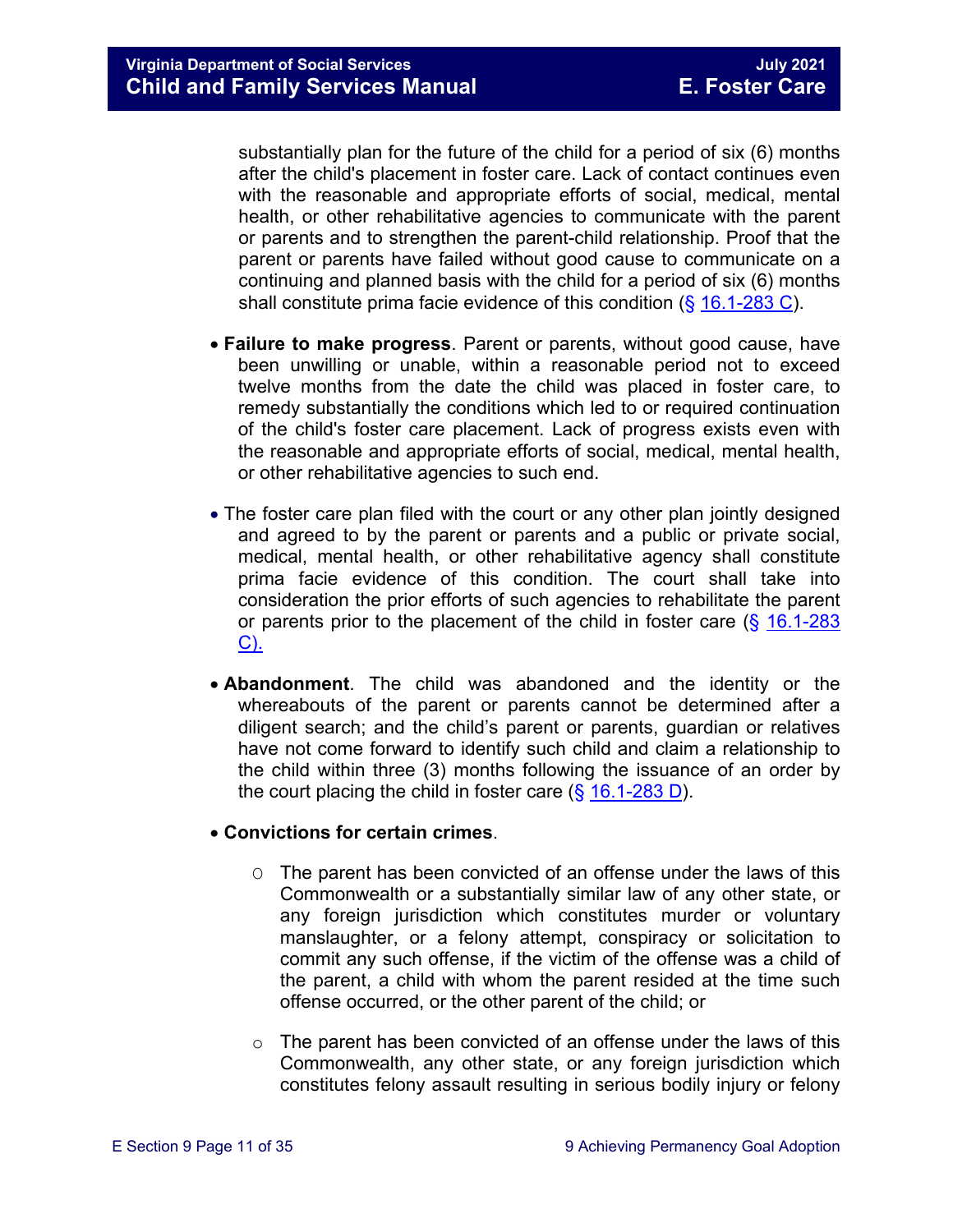substantially plan for the future of the child for a period of six (6) months after the child's placement in foster care. Lack of contact continues even with the reasonable and appropriate efforts of social, medical, mental health, or other rehabilitative agencies to communicate with the parent or parents and to strengthen the parent-child relationship. Proof that the parent or parents have failed without good cause to communicate on a continuing and planned basis with the child for a period of six (6) months shall constitute prima facie evidence of this condition (§ 16.1-283 C).

- **Failure to make progress**. Parent or parents, without good cause, have been unwilling or unable, within a reasonable period not to exceed twelve months from the date the child was placed in foster care, to remedy substantially the conditions which led to or required continuation of the child's foster care placement. Lack of progress exists even with the reasonable and appropriate efforts of social, medical, mental health, or other rehabilitative agencies to such end.

- The foster care plan filed with the court or any other plan jointly designed and agreed to by the parent or parents and a public or private social, medical, mental health, or other rehabilitative agency shall constitute prima facie evidence of this condition. The court shall take into consideration the prior efforts of such agencies to rehabilitate the parent or parents prior to the placement of the child in foster care (§ 16.1-283 C).

- **Abandonment**. The child was abandoned and the identity or the whereabouts of the parent or parents cannot be determined after a diligent search; and the child's parent or parents, guardian or relatives have not come forward to identify such child and claim a relationship to the child within three (3) months following the issuance of an order by the court placing the child in foster care (§ 16.1-283 D).

- **Convictions for certain crimes**.

  - The parent has been convicted of an offense under the laws of this Commonwealth or a substantially similar law of any other state, or any foreign jurisdiction which constitutes murder or voluntary manslaughter, or a felony attempt, conspiracy or solicitation to commit any such offense, if the victim of the offense was a child of the parent, a child with whom the parent resided at the time such offense occurred, or the other parent of the child; or

  - The parent has been convicted of an offense under the laws of this Commonwealth, any other state, or any foreign jurisdiction which constitutes felony assault resulting in serious bodily injury or felony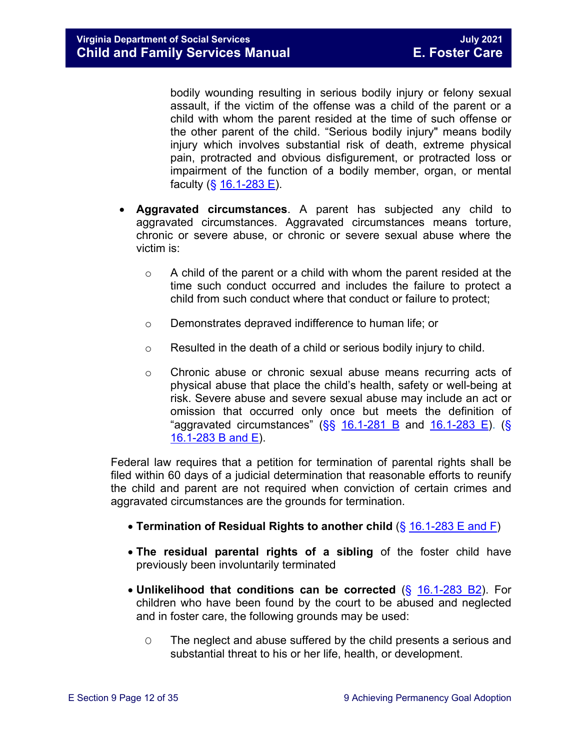bodily wounding resulting in serious bodily injury or felony sexual assault, if the victim of the offense was a child of the parent or a child with whom the parent resided at the time of such offense or the other parent of the child. "Serious bodily injury" means bodily injury which involves substantial risk of death, extreme physical pain, protracted and obvious disfigurement, or protracted loss or impairment of the function of a bodily member, organ, or mental faculty (§ 16.1-283 E).

- **Aggravated circumstances**. A parent has subjected any child to aggravated circumstances. Aggravated circumstances means torture, chronic or severe abuse, or chronic or severe sexual abuse where the victim is:
  - A child of the parent or a child with whom the parent resided at the time such conduct occurred and includes the failure to protect a child from such conduct where that conduct or failure to protect;
  - Demonstrates depraved indifference to human life; or
  - Resulted in the death of a child or serious bodily injury to child.
  - Chronic abuse or chronic sexual abuse means recurring acts of physical abuse that place the child's health, safety or well-being at risk. Severe abuse and severe sexual abuse may include an act or omission that occurred only once but meets the definition of "aggravated circumstances" (§§ 16.1-281 B and 16.1-283 E). (§ 16.1-283 B and E).

Federal law requires that a petition for termination of parental rights shall be filed within 60 days of a judicial determination that reasonable efforts to reunify the child and parent are not required when conviction of certain crimes and aggravated circumstances are the grounds for termination.

- **Termination of Residual Rights to another child** (§ 16.1-283 E and F)
- **The residual parental rights of a sibling** of the foster child have previously been involuntarily terminated
- **Unlikelihood that conditions can be corrected** (§ 16.1-283 B2). For children who have been found by the court to be abused and neglected and in foster care, the following grounds may be used:
  - The neglect and abuse suffered by the child presents a serious and substantial threat to his or her life, health, or development.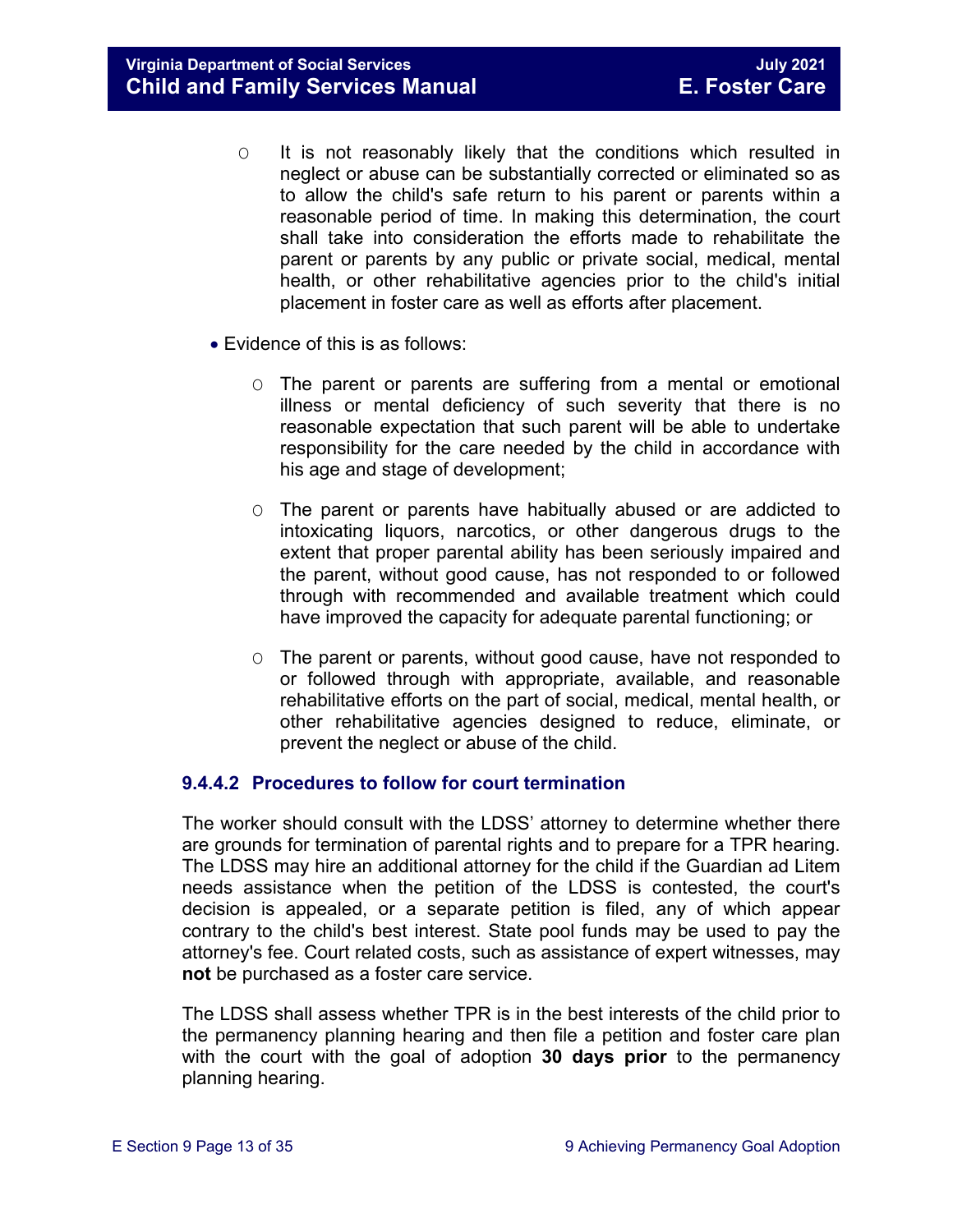- It is not reasonably likely that the conditions which resulted in neglect or abuse can be substantially corrected or eliminated so as to allow the child's safe return to his parent or parents within a reasonable period of time. In making this determination, the court shall take into consideration the efforts made to rehabilitate the parent or parents by any public or private social, medical, mental health, or other rehabilitative agencies prior to the child's initial placement in foster care as well as efforts after placement.

- Evidence of this is as follows:
    - The parent or parents are suffering from a mental or emotional illness or mental deficiency of such severity that there is no reasonable expectation that such parent will be able to undertake responsibility for the care needed by the child in accordance with his age and stage of development;
    - The parent or parents have habitually abused or are addicted to intoxicating liquors, narcotics, or other dangerous drugs to the extent that proper parental ability has been seriously impaired and the parent, without good cause, has not responded to or followed through with recommended and available treatment which could have improved the capacity for adequate parental functioning; or
    - The parent or parents, without good cause, have not responded to or followed through with appropriate, available, and reasonable rehabilitative efforts on the part of social, medical, mental health, or other rehabilitative agencies designed to reduce, eliminate, or prevent the neglect or abuse of the child.

#### 9.4.4.2 Procedures to follow for court termination

The worker should consult with the LDSS' attorney to determine whether there are grounds for termination of parental rights and to prepare for a TPR hearing. The LDSS may hire an additional attorney for the child if the Guardian ad Litem needs assistance when the petition of the LDSS is contested, the court's decision is appealed, or a separate petition is filed, any of which appear contrary to the child's best interest. State pool funds may be used to pay the attorney's fee. Court related costs, such as assistance of expert witnesses, may **not** be purchased as a foster care service.

The LDSS shall assess whether TPR is in the best interests of the child prior to the permanency planning hearing and then file a petition and foster care plan with the court with the goal of adoption **30 days prior** to the permanency planning hearing.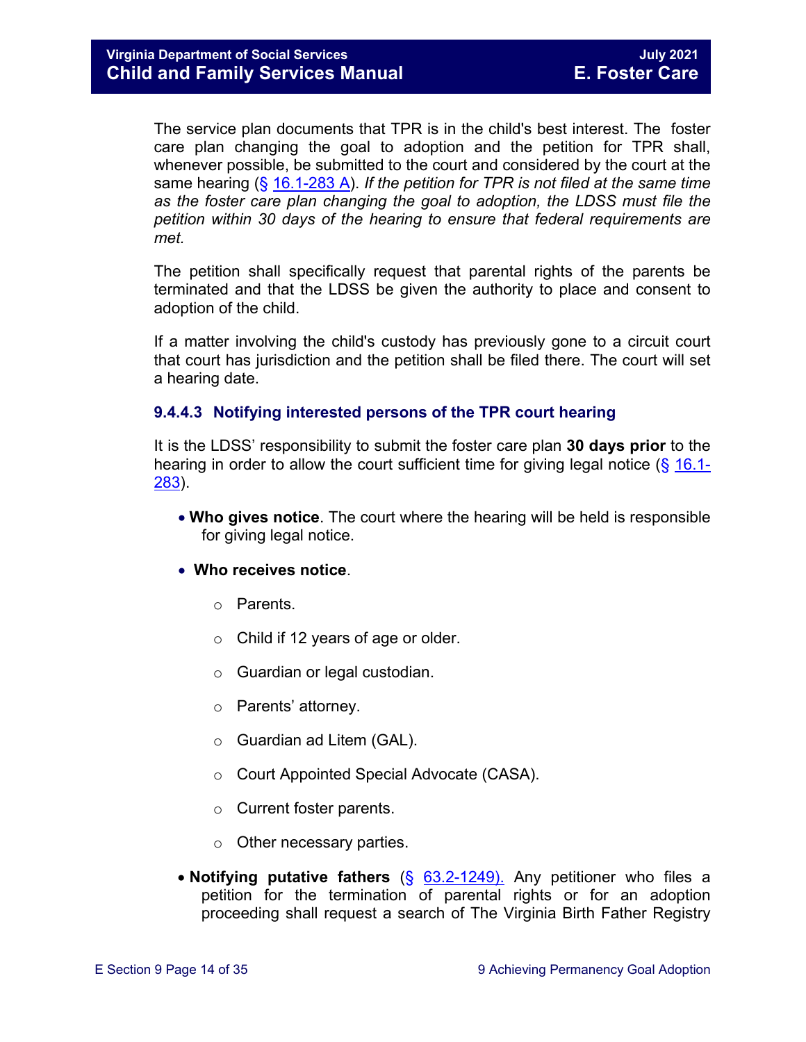The service plan documents that TPR is in the child's best interest. The foster care plan changing the goal to adoption and the petition for TPR shall, whenever possible, be submitted to the court and considered by the court at the same hearing (§ 16.1-283 A). *If the petition for TPR is not filed at the same time as the foster care plan changing the goal to adoption, the LDSS must file the petition within 30 days of the hearing to ensure that federal requirements are met.*

The petition shall specifically request that parental rights of the parents be terminated and that the LDSS be given the authority to place and consent to adoption of the child.

If a matter involving the child's custody has previously gone to a circuit court that court has jurisdiction and the petition shall be filed there. The court will set a hearing date.

### 9.4.4.3 Notifying interested persons of the TPR court hearing

It is the LDSS' responsibility to submit the foster care plan **30 days prior** to the hearing in order to allow the court sufficient time for giving legal notice (§ 16.1-283).

- **Who gives notice**. The court where the hearing will be held is responsible for giving legal notice.
- **Who receives notice**.
  - Parents.
  - Child if 12 years of age or older.
  - Guardian or legal custodian.
  - Parents' attorney.
  - Guardian ad Litem (GAL).
  - Court Appointed Special Advocate (CASA).
  - Current foster parents.
  - Other necessary parties.
- **Notifying putative fathers** (§ 63.2-1249). Any petitioner who files a petition for the termination of parental rights or for an adoption proceeding shall request a search of The Virginia Birth Father Registry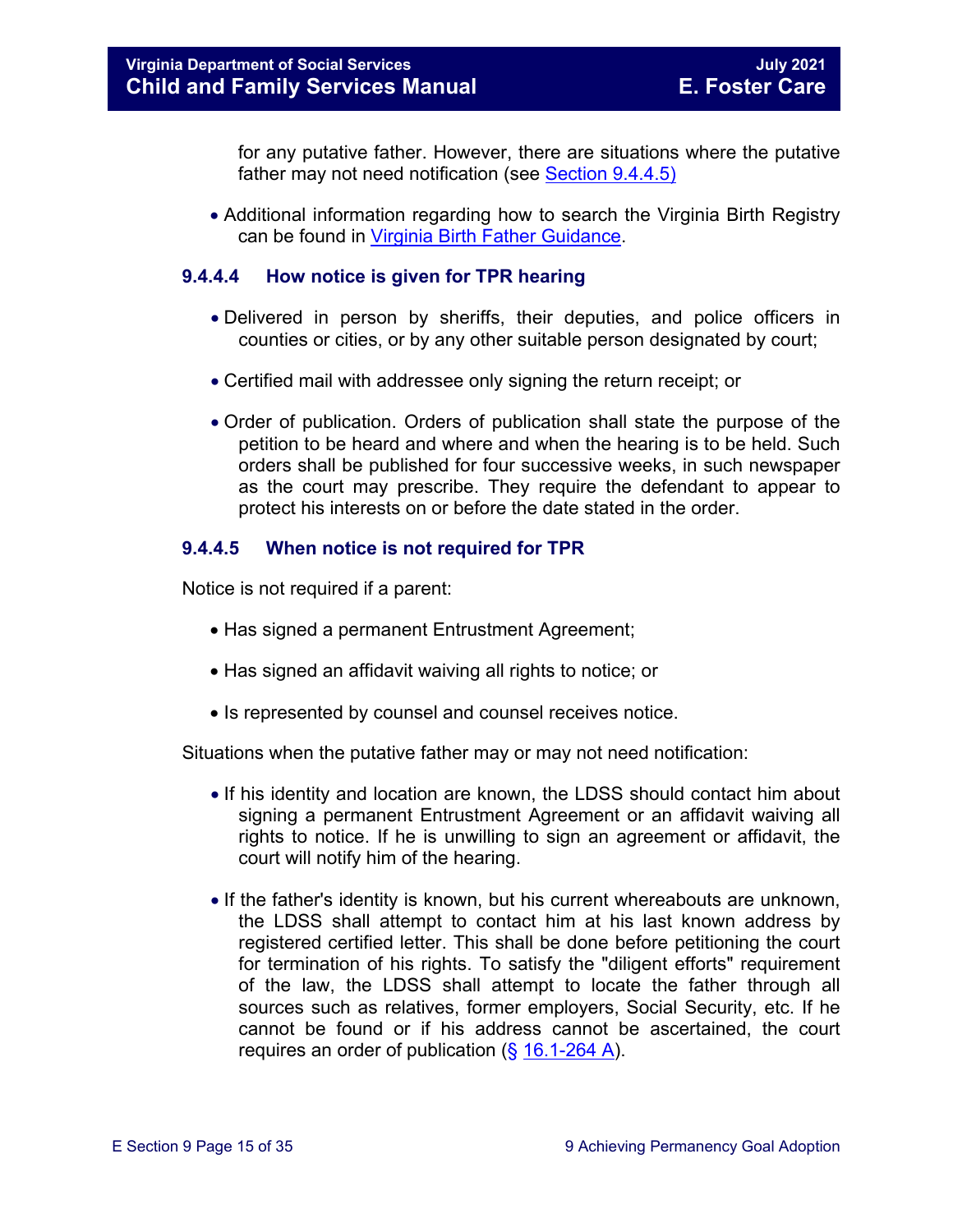for any putative father. However, there are situations where the putative father may not need notification (see Section 9.4.4.5)

- Additional information regarding how to search the Virginia Birth Registry can be found in Virginia Birth Father Guidance.

#### 9.4.4.4 How notice is given for TPR hearing

- Delivered in person by sheriffs, their deputies, and police officers in counties or cities, or by any other suitable person designated by court;
- Certified mail with addressee only signing the return receipt; or
- Order of publication. Orders of publication shall state the purpose of the petition to be heard and where and when the hearing is to be held. Such orders shall be published for four successive weeks, in such newspaper as the court may prescribe. They require the defendant to appear to protect his interests on or before the date stated in the order.

#### 9.4.4.5 When notice is not required for TPR

Notice is not required if a parent:

- Has signed a permanent Entrustment Agreement;
- Has signed an affidavit waiving all rights to notice; or
- Is represented by counsel and counsel receives notice.

Situations when the putative father may or may not need notification:

- If his identity and location are known, the LDSS should contact him about signing a permanent Entrustment Agreement or an affidavit waiving all rights to notice. If he is unwilling to sign an agreement or affidavit, the court will notify him of the hearing.
- If the father's identity is known, but his current whereabouts are unknown, the LDSS shall attempt to contact him at his last known address by registered certified letter. This shall be done before petitioning the court for termination of his rights. To satisfy the "diligent efforts" requirement of the law, the LDSS shall attempt to locate the father through all sources such as relatives, former employers, Social Security, etc. If he cannot be found or if his address cannot be ascertained, the court requires an order of publication (§ 16.1-264 A).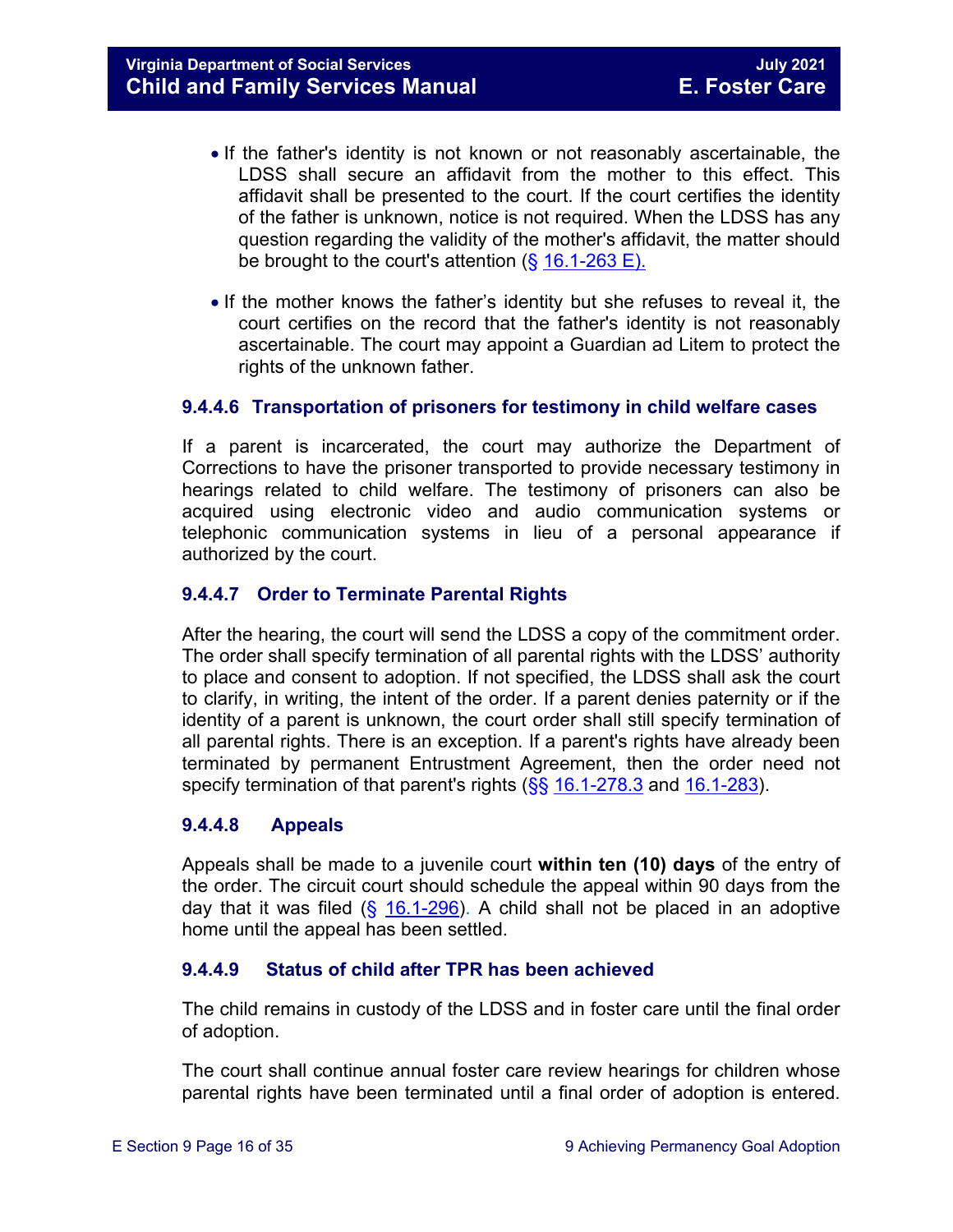- If the father's identity is not known or not reasonably ascertainable, the LDSS shall secure an affidavit from the mother to this effect. This affidavit shall be presented to the court. If the court certifies the identity of the father is unknown, notice is not required. When the LDSS has any question regarding the validity of the mother's affidavit, the matter should be brought to the court's attention (§ 16.1-263 E).
- If the mother knows the father's identity but she refuses to reveal it, the court certifies on the record that the father's identity is not reasonably ascertainable. The court may appoint a Guardian ad Litem to protect the rights of the unknown father.

#### 9.4.4.6 Transportation of prisoners for testimony in child welfare cases

If a parent is incarcerated, the court may authorize the Department of Corrections to have the prisoner transported to provide necessary testimony in hearings related to child welfare. The testimony of prisoners can also be acquired using electronic video and audio communication systems or telephonic communication systems in lieu of a personal appearance if authorized by the court.

#### 9.4.4.7 Order to Terminate Parental Rights

After the hearing, the court will send the LDSS a copy of the commitment order. The order shall specify termination of all parental rights with the LDSS' authority to place and consent to adoption. If not specified, the LDSS shall ask the court to clarify, in writing, the intent of the order. If a parent denies paternity or if the identity of a parent is unknown, the court order shall still specify termination of all parental rights. There is an exception. If a parent's rights have already been terminated by permanent Entrustment Agreement, then the order need not specify termination of that parent's rights (§§ 16.1-278.3 and 16.1-283).

#### 9.4.4.8 Appeals

Appeals shall be made to a juvenile court **within ten (10) days** of the entry of the order. The circuit court should schedule the appeal within 90 days from the day that it was filed (§ 16.1-296). A child shall not be placed in an adoptive home until the appeal has been settled.

#### 9.4.4.9 Status of child after TPR has been achieved

The child remains in custody of the LDSS and in foster care until the final order of adoption.

The court shall continue annual foster care review hearings for children whose parental rights have been terminated until a final order of adoption is entered.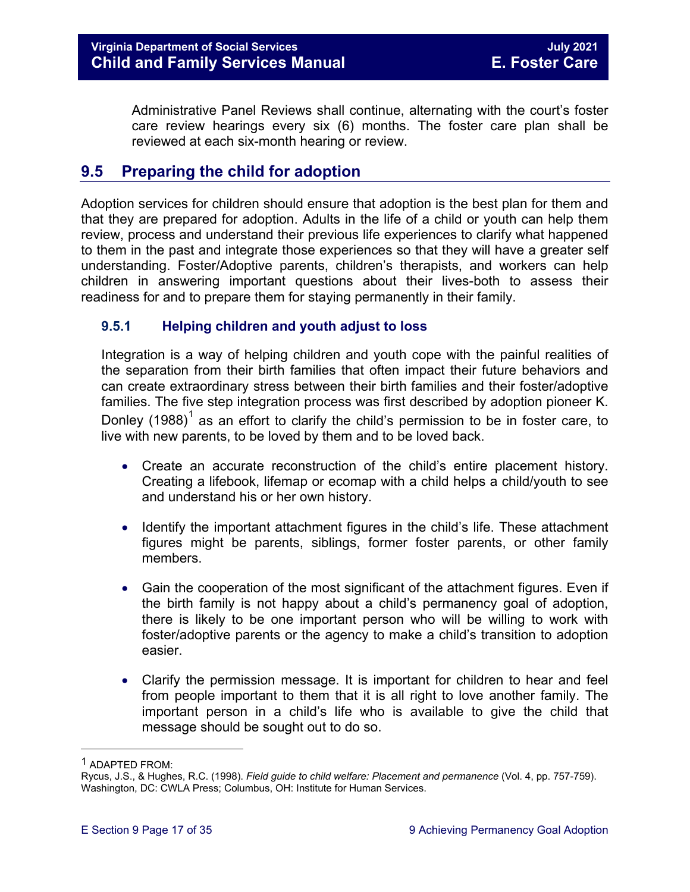Administrative Panel Reviews shall continue, alternating with the court's foster care review hearings every six (6) months. The foster care plan shall be reviewed at each six-month hearing or review.

## 9.5 Preparing the child for adoption

Adoption services for children should ensure that adoption is the best plan for them and that they are prepared for adoption. Adults in the life of a child or youth can help them review, process and understand their previous life experiences to clarify what happened to them in the past and integrate those experiences so that they will have a greater self understanding. Foster/Adoptive parents, children's therapists, and workers can help children in answering important questions about their lives-both to assess their readiness for and to prepare them for staying permanently in their family.

### 9.5.1 Helping children and youth adjust to loss

Integration is a way of helping children and youth cope with the painful realities of the separation from their birth families that often impact their future behaviors and can create extraordinary stress between their birth families and their foster/adoptive families. The five step integration process was first described by adoption pioneer K. Donley (1988)[1] as an effort to clarify the child's permission to be in foster care, to live with new parents, to be loved by them and to be loved back.

- Create an accurate reconstruction of the child's entire placement history. Creating a lifebook, lifemap or ecomap with a child helps a child/youth to see and understand his or her own history.
- Identify the important attachment figures in the child's life. These attachment figures might be parents, siblings, former foster parents, or other family members.
- Gain the cooperation of the most significant of the attachment figures. Even if the birth family is not happy about a child's permanency goal of adoption, there is likely to be one important person who will be willing to work with foster/adoptive parents or the agency to make a child's transition to adoption easier.
- Clarify the permission message. It is important for children to hear and feel from people important to them that it is all right to love another family. The important person in a child's life who is available to give the child that message should be sought out to do so.

---

[1] ADAPTED FROM:
Rycus, J.S., & Hughes, R.C. (1998). *Field guide to child welfare: Placement and permanence* (Vol. 4, pp. 757-759). Washington, DC: CWLA Press; Columbus, OH: Institute for Human Services.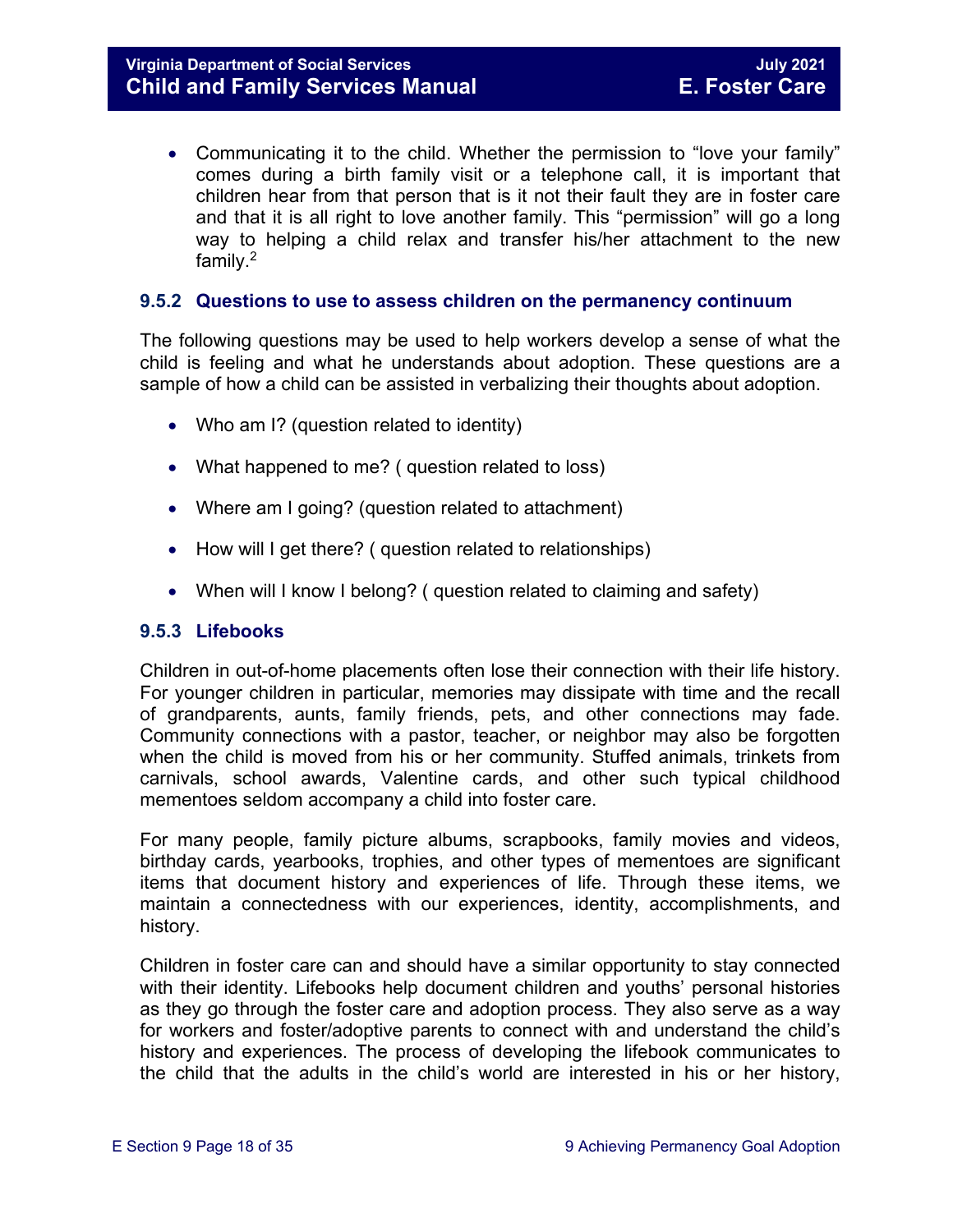- Communicating it to the child. Whether the permission to "love your family" comes during a birth family visit or a telephone call, it is important that children hear from that person that is it not their fault they are in foster care and that it is all right to love another family. This "permission" will go a long way to helping a child relax and transfer his/her attachment to the new family.[2]

### 9.5.2 Questions to use to assess children on the permanency continuum

The following questions may be used to help workers develop a sense of what the child is feeling and what he understands about adoption. These questions are a sample of how a child can be assisted in verbalizing their thoughts about adoption.

- Who am I? (question related to identity)
- What happened to me? ( question related to loss)
- Where am I going? (question related to attachment)
- How will I get there? ( question related to relationships)
- When will I know I belong? ( question related to claiming and safety)

### 9.5.3 Lifebooks

Children in out-of-home placements often lose their connection with their life history. For younger children in particular, memories may dissipate with time and the recall of grandparents, aunts, family friends, pets, and other connections may fade. Community connections with a pastor, teacher, or neighbor may also be forgotten when the child is moved from his or her community. Stuffed animals, trinkets from carnivals, school awards, Valentine cards, and other such typical childhood mementoes seldom accompany a child into foster care.

For many people, family picture albums, scrapbooks, family movies and videos, birthday cards, yearbooks, trophies, and other types of mementoes are significant items that document history and experiences of life. Through these items, we maintain a connectedness with our experiences, identity, accomplishments, and history.

Children in foster care can and should have a similar opportunity to stay connected with their identity. Lifebooks help document children and youths' personal histories as they go through the foster care and adoption process. They also serve as a way for workers and foster/adoptive parents to connect with and understand the child's history and experiences. The process of developing the lifebook communicates to the child that the adults in the child's world are interested in his or her history,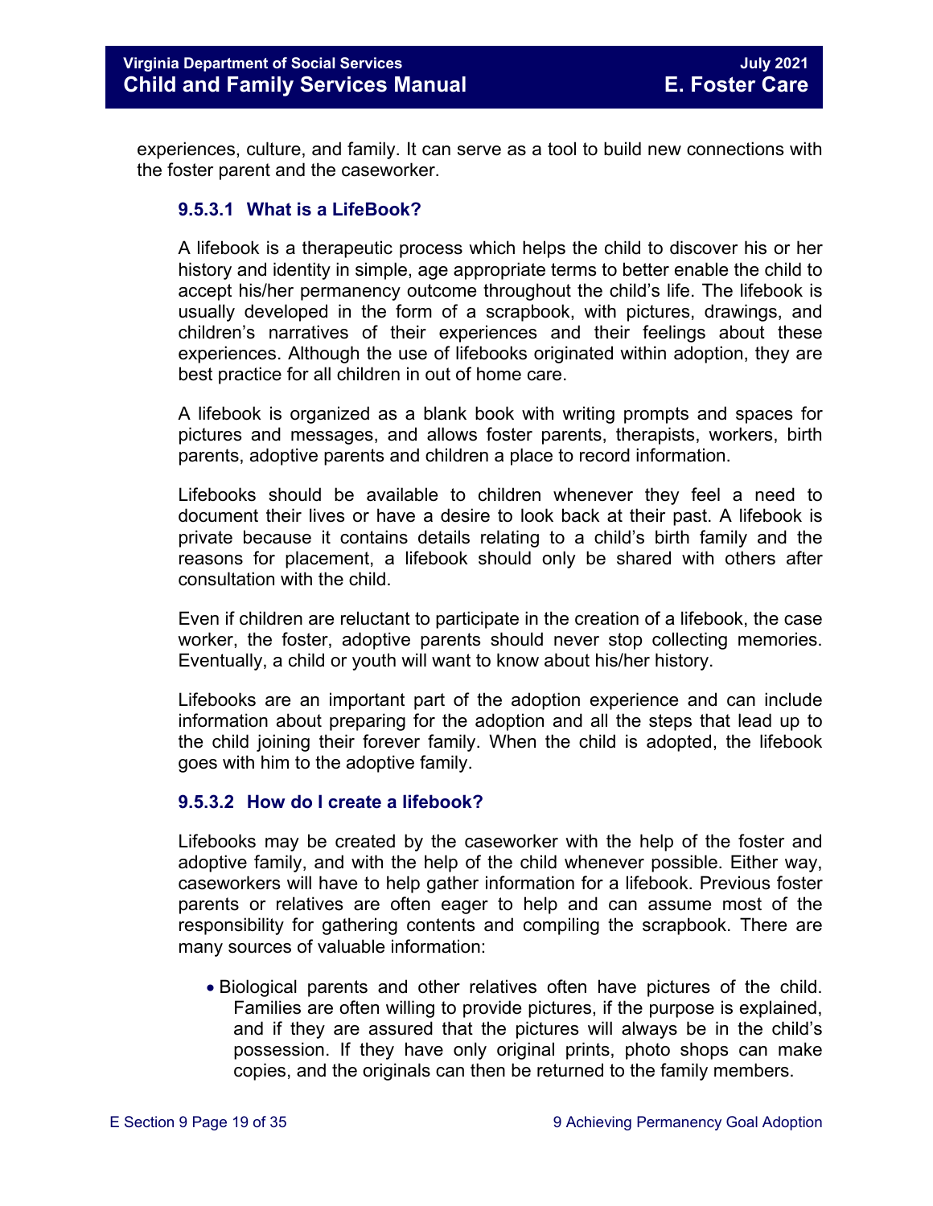experiences, culture, and family. It can serve as a tool to build new connections with the foster parent and the caseworker.

### 9.5.3.1 What is a LifeBook?

A lifebook is a therapeutic process which helps the child to discover his or her history and identity in simple, age appropriate terms to better enable the child to accept his/her permanency outcome throughout the child's life. The lifebook is usually developed in the form of a scrapbook, with pictures, drawings, and children's narratives of their experiences and their feelings about these experiences. Although the use of lifebooks originated within adoption, they are best practice for all children in out of home care.

A lifebook is organized as a blank book with writing prompts and spaces for pictures and messages, and allows foster parents, therapists, workers, birth parents, adoptive parents and children a place to record information.

Lifebooks should be available to children whenever they feel a need to document their lives or have a desire to look back at their past. A lifebook is private because it contains details relating to a child's birth family and the reasons for placement, a lifebook should only be shared with others after consultation with the child.

Even if children are reluctant to participate in the creation of a lifebook, the case worker, the foster, adoptive parents should never stop collecting memories. Eventually, a child or youth will want to know about his/her history.

Lifebooks are an important part of the adoption experience and can include information about preparing for the adoption and all the steps that lead up to the child joining their forever family. When the child is adopted, the lifebook goes with him to the adoptive family.

### 9.5.3.2 How do I create a lifebook?

Lifebooks may be created by the caseworker with the help of the foster and adoptive family, and with the help of the child whenever possible. Either way, caseworkers will have to help gather information for a lifebook. Previous foster parents or relatives are often eager to help and can assume most of the responsibility for gathering contents and compiling the scrapbook. There are many sources of valuable information:

- Biological parents and other relatives often have pictures of the child. Families are often willing to provide pictures, if the purpose is explained, and if they are assured that the pictures will always be in the child's possession. If they have only original prints, photo shops can make copies, and the originals can then be returned to the family members.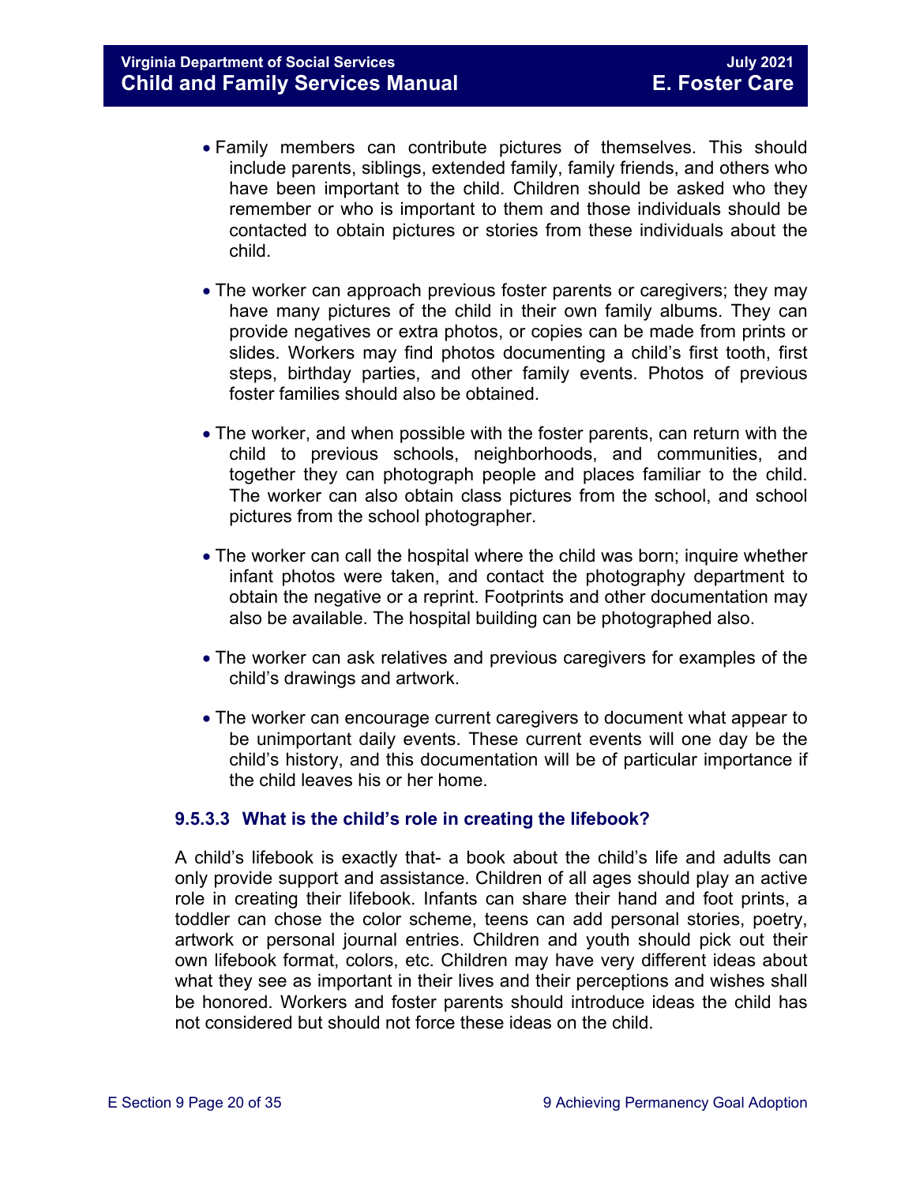- Family members can contribute pictures of themselves. This should include parents, siblings, extended family, family friends, and others who have been important to the child. Children should be asked who they remember or who is important to them and those individuals should be contacted to obtain pictures or stories from these individuals about the child.

- The worker can approach previous foster parents or caregivers; they may have many pictures of the child in their own family albums. They can provide negatives or extra photos, or copies can be made from prints or slides. Workers may find photos documenting a child's first tooth, first steps, birthday parties, and other family events. Photos of previous foster families should also be obtained.

- The worker, and when possible with the foster parents, can return with the child to previous schools, neighborhoods, and communities, and together they can photograph people and places familiar to the child. The worker can also obtain class pictures from the school, and school pictures from the school photographer.

- The worker can call the hospital where the child was born; inquire whether infant photos were taken, and contact the photography department to obtain the negative or a reprint. Footprints and other documentation may also be available. The hospital building can be photographed also.

- The worker can ask relatives and previous caregivers for examples of the child's drawings and artwork.

- The worker can encourage current caregivers to document what appear to be unimportant daily events. These current events will one day be the child's history, and this documentation will be of particular importance if the child leaves his or her home.

#### 9.5.3.3 What is the child's role in creating the lifebook?

A child's lifebook is exactly that- a book about the child's life and adults can only provide support and assistance. Children of all ages should play an active role in creating their lifebook. Infants can share their hand and foot prints, a toddler can chose the color scheme, teens can add personal stories, poetry, artwork or personal journal entries. Children and youth should pick out their own lifebook format, colors, etc. Children may have very different ideas about what they see as important in their lives and their perceptions and wishes shall be honored. Workers and foster parents should introduce ideas the child has not considered but should not force these ideas on the child.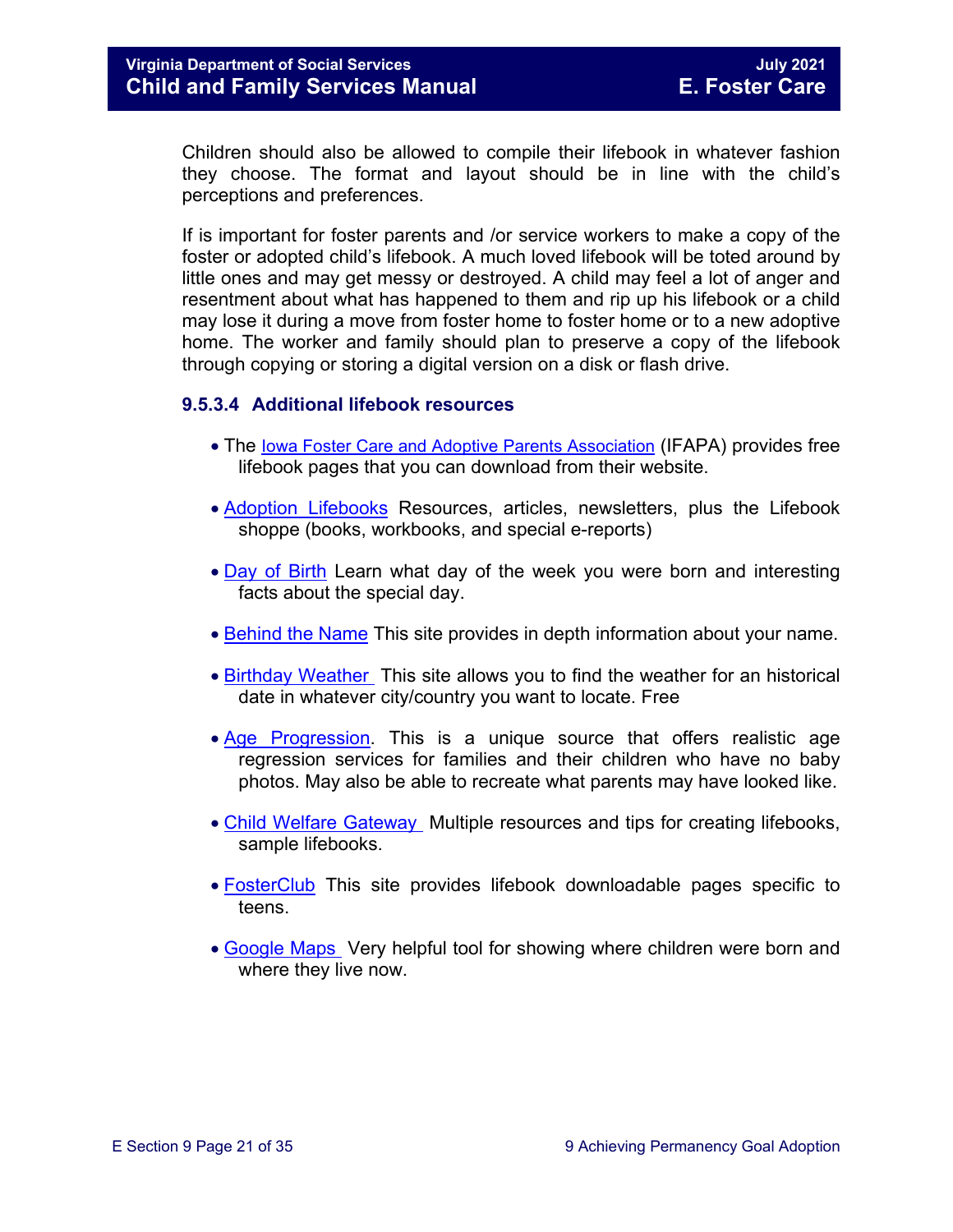Children should also be allowed to compile their lifebook in whatever fashion they choose. The format and layout should be in line with the child's perceptions and preferences.

If is important for foster parents and /or service workers to make a copy of the foster or adopted child's lifebook. A much loved lifebook will be toted around by little ones and may get messy or destroyed. A child may feel a lot of anger and resentment about what has happened to them and rip up his lifebook or a child may lose it during a move from foster home to foster home or to a new adoptive home. The worker and family should plan to preserve a copy of the lifebook through copying or storing a digital version on a disk or flash drive.

#### 9.5.3.4 Additional lifebook resources

- The Iowa Foster Care and Adoptive Parents Association (IFAPA) provides free lifebook pages that you can download from their website.
- Adoption Lifebooks Resources, articles, newsletters, plus the Lifebook shoppe (books, workbooks, and special e-reports)
- Day of Birth Learn what day of the week you were born and interesting facts about the special day.
- Behind the Name This site provides in depth information about your name.
- Birthday Weather This site allows you to find the weather for an historical date in whatever city/country you want to locate. Free
- Age Progression. This is a unique source that offers realistic age regression services for families and their children who have no baby photos. May also be able to recreate what parents may have looked like.
- Child Welfare Gateway Multiple resources and tips for creating lifebooks, sample lifebooks.
- FosterClub This site provides lifebook downloadable pages specific to teens.
- Google Maps Very helpful tool for showing where children were born and where they live now.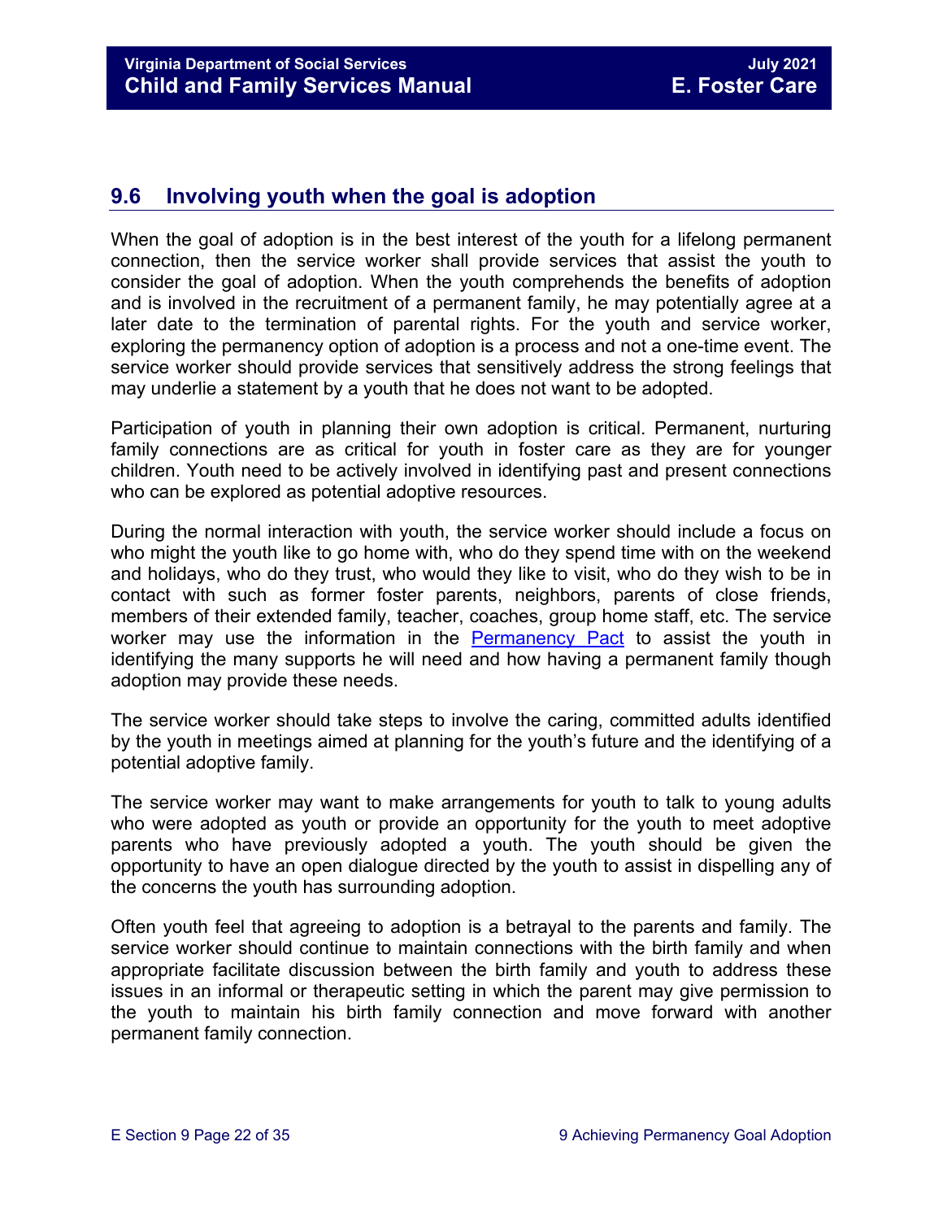## 9.6 Involving youth when the goal is adoption

When the goal of adoption is in the best interest of the youth for a lifelong permanent connection, then the service worker shall provide services that assist the youth to consider the goal of adoption. When the youth comprehends the benefits of adoption and is involved in the recruitment of a permanent family, he may potentially agree at a later date to the termination of parental rights. For the youth and service worker, exploring the permanency option of adoption is a process and not a one-time event. The service worker should provide services that sensitively address the strong feelings that may underlie a statement by a youth that he does not want to be adopted.

Participation of youth in planning their own adoption is critical. Permanent, nurturing family connections are as critical for youth in foster care as they are for younger children. Youth need to be actively involved in identifying past and present connections who can be explored as potential adoptive resources.

During the normal interaction with youth, the service worker should include a focus on who might the youth like to go home with, who do they spend time with on the weekend and holidays, who do they trust, who would they like to visit, who do they wish to be in contact with such as former foster parents, neighbors, parents of close friends, members of their extended family, teacher, coaches, group home staff, etc. The service worker may use the information in the Permanency Pact to assist the youth in identifying the many supports he will need and how having a permanent family though adoption may provide these needs.

The service worker should take steps to involve the caring, committed adults identified by the youth in meetings aimed at planning for the youth's future and the identifying of a potential adoptive family.

The service worker may want to make arrangements for youth to talk to young adults who were adopted as youth or provide an opportunity for the youth to meet adoptive parents who have previously adopted a youth. The youth should be given the opportunity to have an open dialogue directed by the youth to assist in dispelling any of the concerns the youth has surrounding adoption.

Often youth feel that agreeing to adoption is a betrayal to the parents and family. The service worker should continue to maintain connections with the birth family and when appropriate facilitate discussion between the birth family and youth to address these issues in an informal or therapeutic setting in which the parent may give permission to the youth to maintain his birth family connection and move forward with another permanent family connection.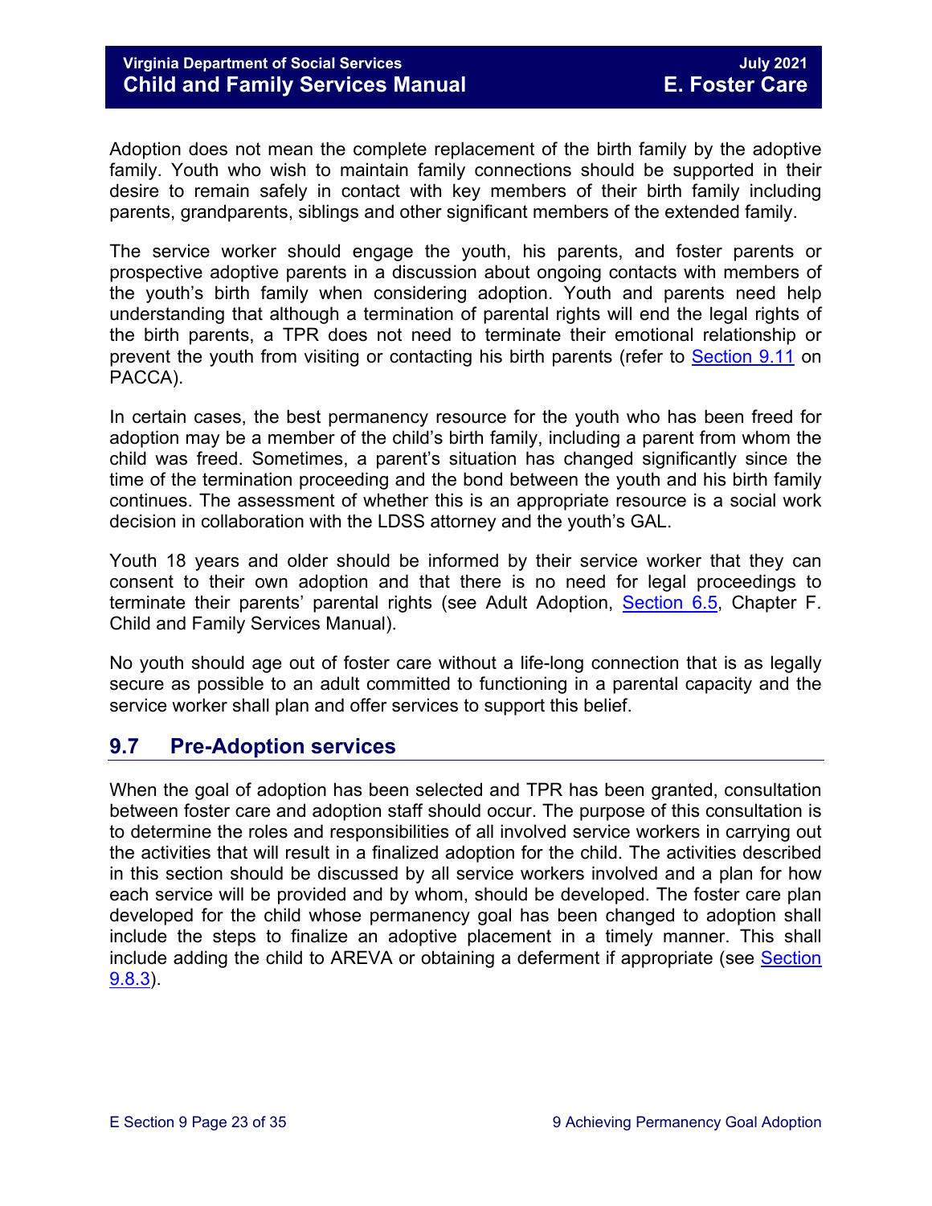Adoption does not mean the complete replacement of the birth family by the adoptive family. Youth who wish to maintain family connections should be supported in their desire to remain safely in contact with key members of their birth family including parents, grandparents, siblings and other significant members of the extended family.

The service worker should engage the youth, his parents, and foster parents or prospective adoptive parents in a discussion about ongoing contacts with members of the youth's birth family when considering adoption. Youth and parents need help understanding that although a termination of parental rights will end the legal rights of the birth parents, a TPR does not need to terminate their emotional relationship or prevent the youth from visiting or contacting his birth parents (refer to Section 9.11 on PACCA).

In certain cases, the best permanency resource for the youth who has been freed for adoption may be a member of the child's birth family, including a parent from whom the child was freed. Sometimes, a parent's situation has changed significantly since the time of the termination proceeding and the bond between the youth and his birth family continues. The assessment of whether this is an appropriate resource is a social work decision in collaboration with the LDSS attorney and the youth's GAL.

Youth 18 years and older should be informed by their service worker that they can consent to their own adoption and that there is no need for legal proceedings to terminate their parents' parental rights (see Adult Adoption, Section 6.5, Chapter F. Child and Family Services Manual).

No youth should age out of foster care without a life-long connection that is as legally secure as possible to an adult committed to functioning in a parental capacity and the service worker shall plan and offer services to support this belief.

## 9.7 Pre-Adoption services

When the goal of adoption has been selected and TPR has been granted, consultation between foster care and adoption staff should occur. The purpose of this consultation is to determine the roles and responsibilities of all involved service workers in carrying out the activities that will result in a finalized adoption for the child. The activities described in this section should be discussed by all service workers involved and a plan for how each service will be provided and by whom, should be developed. The foster care plan developed for the child whose permanency goal has been changed to adoption shall include the steps to finalize an adoptive placement in a timely manner. This shall include adding the child to AREVA or obtaining a deferment if appropriate (see Section 9.8.3).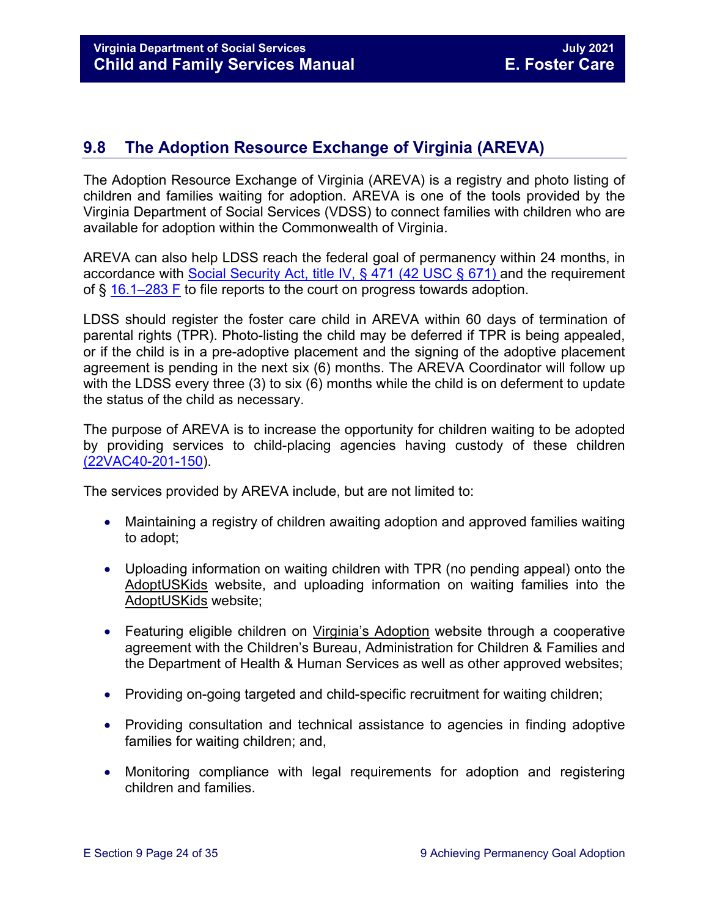## 9.8 The Adoption Resource Exchange of Virginia (AREVA)

The Adoption Resource Exchange of Virginia (AREVA) is a registry and photo listing of children and families waiting for adoption. AREVA is one of the tools provided by the Virginia Department of Social Services (VDSS) to connect families with children who are available for adoption within the Commonwealth of Virginia.

AREVA can also help LDSS reach the federal goal of permanency within 24 months, in accordance with Social Security Act, title IV, § 471 (42 USC § 671) and the requirement of § 16.1–283 F to file reports to the court on progress towards adoption.

LDSS should register the foster care child in AREVA within 60 days of termination of parental rights (TPR). Photo-listing the child may be deferred if TPR is being appealed, or if the child is in a pre-adoptive placement and the signing of the adoptive placement agreement is pending in the next six (6) months. The AREVA Coordinator will follow up with the LDSS every three (3) to six (6) months while the child is on deferment to update the status of the child as necessary.

The purpose of AREVA is to increase the opportunity for children waiting to be adopted by providing services to child-placing agencies having custody of these children (22VAC40-201-150).

The services provided by AREVA include, but are not limited to:

- Maintaining a registry of children awaiting adoption and approved families waiting to adopt;
- Uploading information on waiting children with TPR (no pending appeal) onto the AdoptUSKids website, and uploading information on waiting families into the AdoptUSKids website;
- Featuring eligible children on Virginia's Adoption website through a cooperative agreement with the Children's Bureau, Administration for Children & Families and the Department of Health & Human Services as well as other approved websites;
- Providing on-going targeted and child-specific recruitment for waiting children;
- Providing consultation and technical assistance to agencies in finding adoptive families for waiting children; and,
- Monitoring compliance with legal requirements for adoption and registering children and families.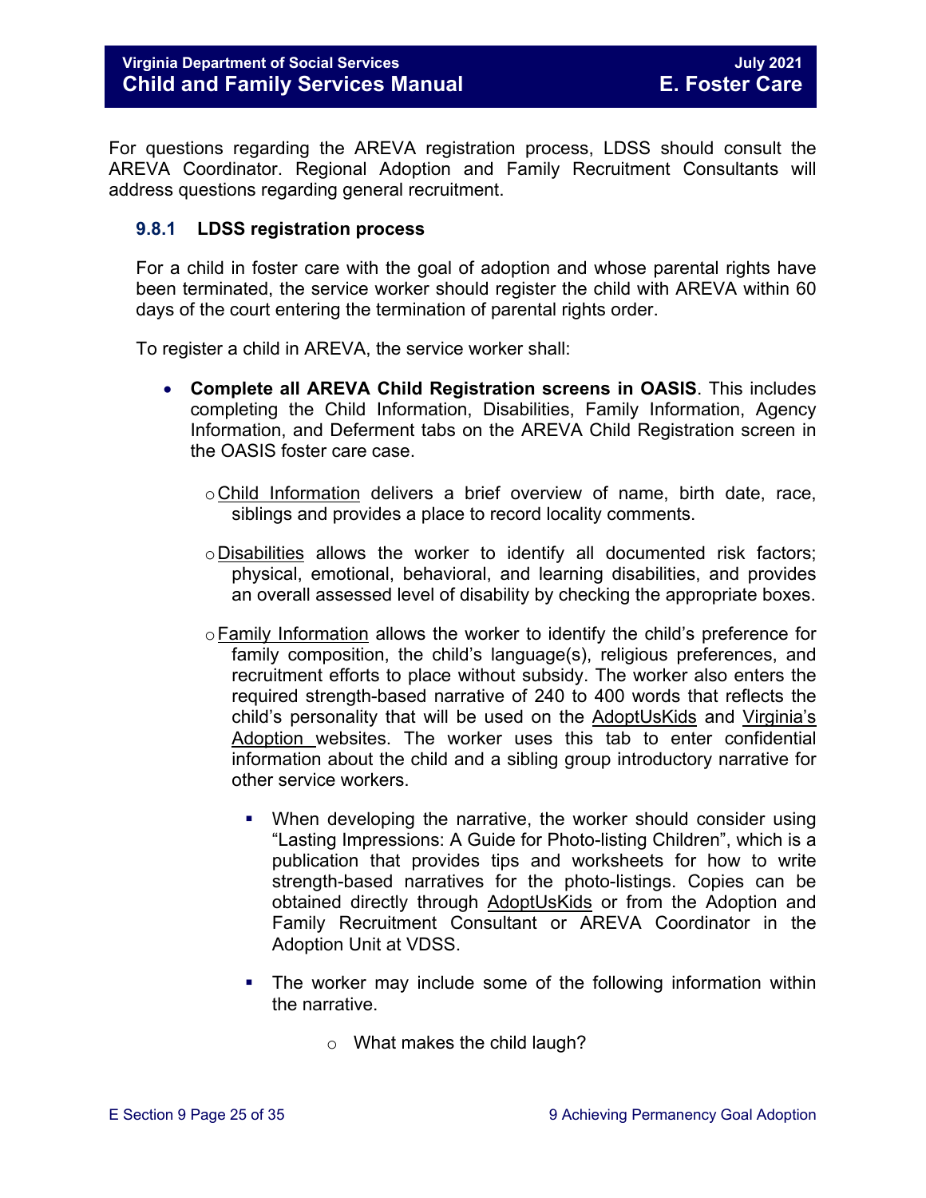For questions regarding the AREVA registration process, LDSS should consult the AREVA Coordinator. Regional Adoption and Family Recruitment Consultants will address questions regarding general recruitment.

### 9.8.1 LDSS registration process

For a child in foster care with the goal of adoption and whose parental rights have been terminated, the service worker should register the child with AREVA within 60 days of the court entering the termination of parental rights order.

To register a child in AREVA, the service worker shall:

- **Complete all AREVA Child Registration screens in OASIS**. This includes completing the Child Information, Disabilities, Family Information, Agency Information, and Deferment tabs on the AREVA Child Registration screen in the OASIS foster care case.
  - Child Information delivers a brief overview of name, birth date, race, siblings and provides a place to record locality comments.
  - Disabilities allows the worker to identify all documented risk factors; physical, emotional, behavioral, and learning disabilities, and provides an overall assessed level of disability by checking the appropriate boxes.
  - Family Information allows the worker to identify the child's preference for family composition, the child's language(s), religious preferences, and recruitment efforts to place without subsidy. The worker also enters the required strength-based narrative of 240 to 400 words that reflects the child's personality that will be used on the AdoptUsKids and Virginia's Adoption websites. The worker uses this tab to enter confidential information about the child and a sibling group introductory narrative for other service workers.
    - When developing the narrative, the worker should consider using "Lasting Impressions: A Guide for Photo-listing Children", which is a publication that provides tips and worksheets for how to write strength-based narratives for the photo-listings. Copies can be obtained directly through AdoptUsKids or from the Adoption and Family Recruitment Consultant or AREVA Coordinator in the Adoption Unit at VDSS.
    - The worker may include some of the following information within the narrative.
      - What makes the child laugh?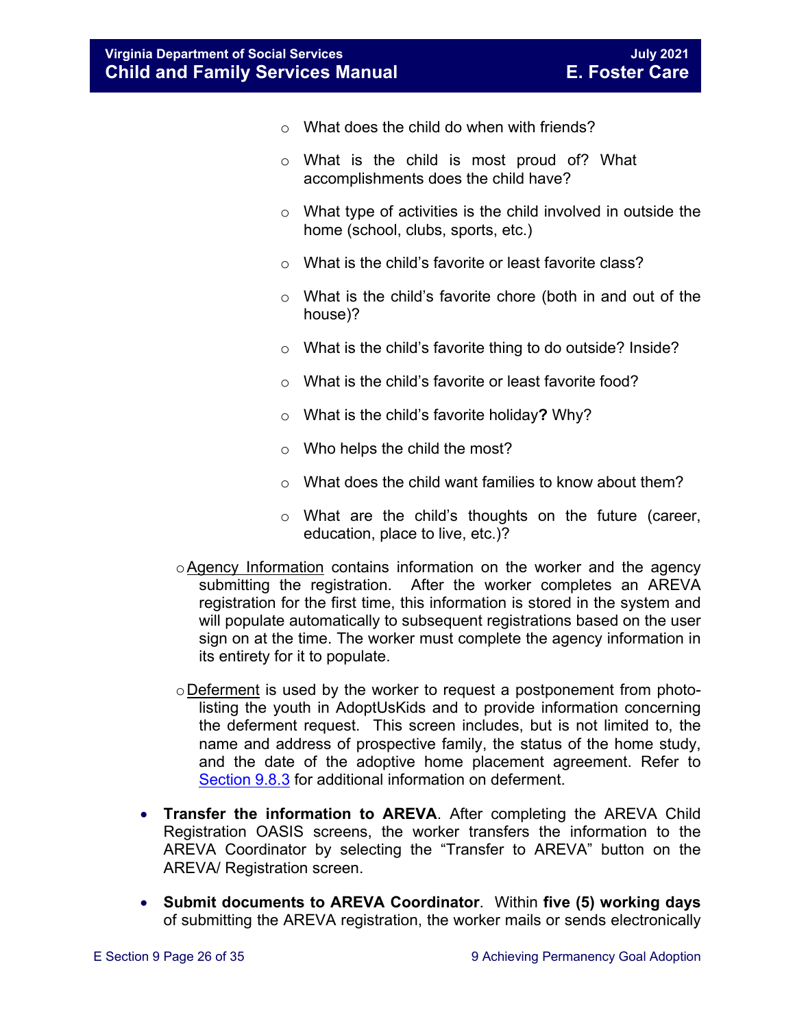- What does the child do when with friends?
    - What is the child is most proud of? What accomplishments does the child have?
    - What type of activities is the child involved in outside the home (school, clubs, sports, etc.)
    - What is the child's favorite or least favorite class?
    - What is the child's favorite chore (both in and out of the house)?
    - What is the child's favorite thing to do outside? Inside?
    - What is the child's favorite or least favorite food?
    - What is the child's favorite holiday**?** Why?
    - Who helps the child the most?
    - What does the child want families to know about them?
    - What are the child's thoughts on the future (career, education, place to live, etc.)?
  - Agency Information contains information on the worker and the agency submitting the registration. After the worker completes an AREVA registration for the first time, this information is stored in the system and will populate automatically to subsequent registrations based on the user sign on at the time. The worker must complete the agency information in its entirety for it to populate.
  - Deferment is used by the worker to request a postponement from photo-listing the youth in AdoptUsKids and to provide information concerning the deferment request. This screen includes, but is not limited to, the name and address of prospective family, the status of the home study, and the date of the adoptive home placement agreement. Refer to Section 9.8.3 for additional information on deferment.

- **Transfer the information to AREVA**. After completing the AREVA Child Registration OASIS screens, the worker transfers the information to the AREVA Coordinator by selecting the "Transfer to AREVA" button on the AREVA/ Registration screen.
- **Submit documents to AREVA Coordinator**. Within **five (5) working days** of submitting the AREVA registration, the worker mails or sends electronically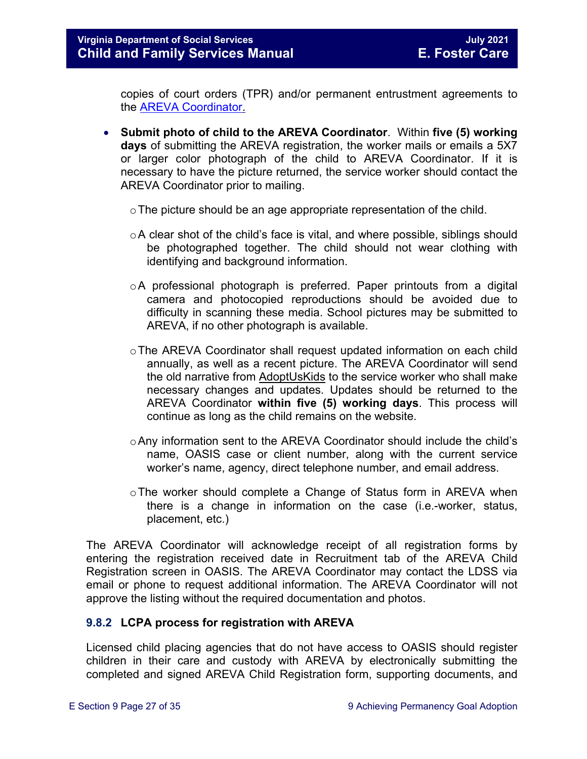copies of court orders (TPR) and/or permanent entrustment agreements to the [AREVA Coordinator](#).

- **Submit photo of child to the AREVA Coordinator**. Within **five (5) working days** of submitting the AREVA registration, the worker mails or emails a 5X7 or larger color photograph of the child to AREVA Coordinator. If it is necessary to have the picture returned, the service worker should contact the AREVA Coordinator prior to mailing.
  - The picture should be an age appropriate representation of the child.
  - A clear shot of the child's face is vital, and where possible, siblings should be photographed together. The child should not wear clothing with identifying and background information.
  - A professional photograph is preferred. Paper printouts from a digital camera and photocopied reproductions should be avoided due to difficulty in scanning these media. School pictures may be submitted to AREVA, if no other photograph is available.
  - The AREVA Coordinator shall request updated information on each child annually, as well as a recent picture. The AREVA Coordinator will send the old narrative from AdoptUsKids to the service worker who shall make necessary changes and updates. Updates should be returned to the AREVA Coordinator **within five (5) working days**. This process will continue as long as the child remains on the website.
  - Any information sent to the AREVA Coordinator should include the child's name, OASIS case or client number, along with the current service worker's name, agency, direct telephone number, and email address.
  - The worker should complete a Change of Status form in AREVA when there is a change in information on the case (i.e.-worker, status, placement, etc.)

The AREVA Coordinator will acknowledge receipt of all registration forms by entering the registration received date in Recruitment tab of the AREVA Child Registration screen in OASIS. The AREVA Coordinator may contact the LDSS via email or phone to request additional information. The AREVA Coordinator will not approve the listing without the required documentation and photos.

### 9.8.2 LCPA process for registration with AREVA

Licensed child placing agencies that do not have access to OASIS should register children in their care and custody with AREVA by electronically submitting the completed and signed AREVA Child Registration form, supporting documents, and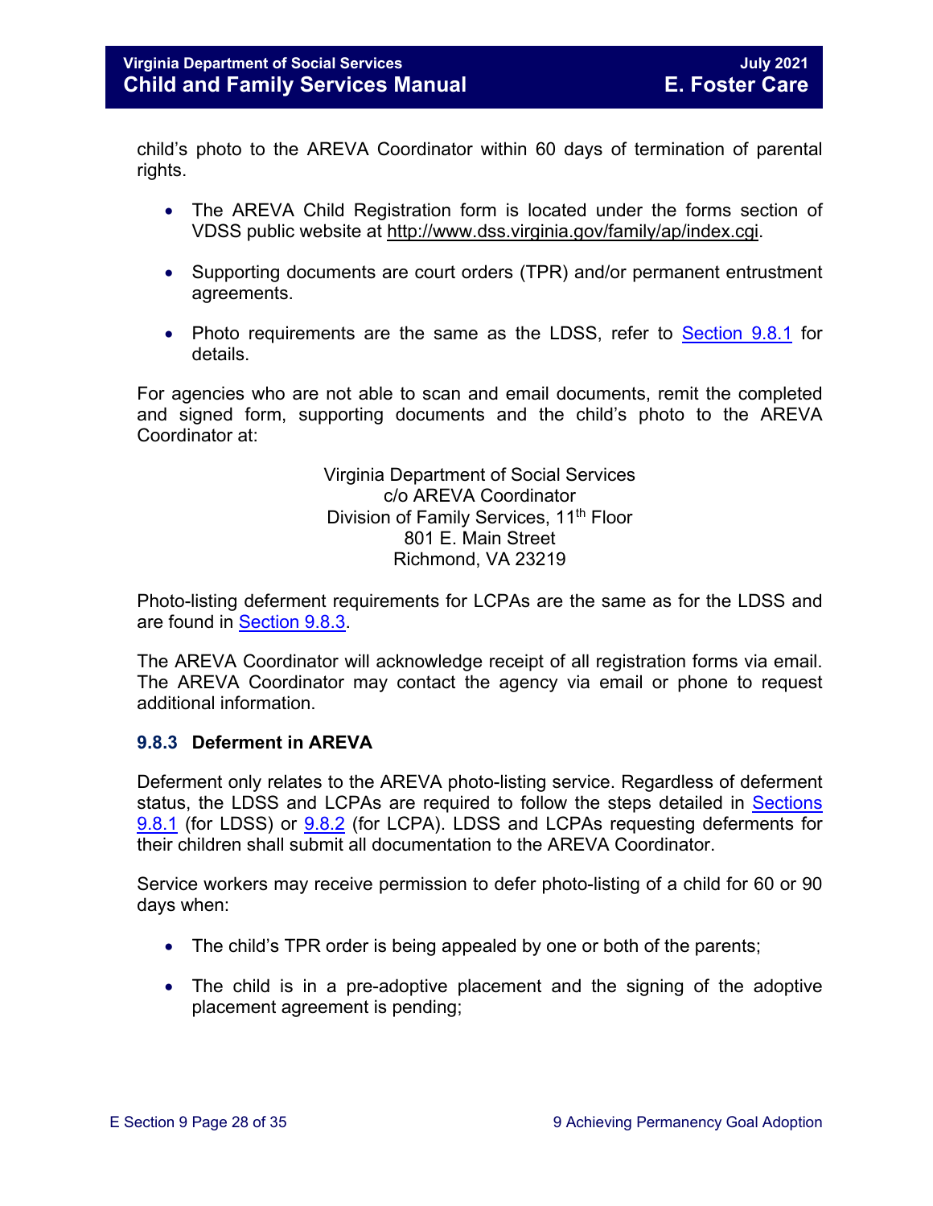child's photo to the AREVA Coordinator within 60 days of termination of parental rights.

- The AREVA Child Registration form is located under the forms section of VDSS public website at http://www.dss.virginia.gov/family/ap/index.cgi.
- Supporting documents are court orders (TPR) and/or permanent entrustment agreements.
- Photo requirements are the same as the LDSS, refer to Section 9.8.1 for details.

For agencies who are not able to scan and email documents, remit the completed and signed form, supporting documents and the child's photo to the AREVA Coordinator at:

Virginia Department of Social Services
c/o AREVA Coordinator
Division of Family Services, 11th Floor
801 E. Main Street
Richmond, VA 23219

Photo-listing deferment requirements for LCPAs are the same as for the LDSS and are found in Section 9.8.3.

The AREVA Coordinator will acknowledge receipt of all registration forms via email. The AREVA Coordinator may contact the agency via email or phone to request additional information.

### 9.8.3 Deferment in AREVA

Deferment only relates to the AREVA photo-listing service. Regardless of deferment status, the LDSS and LCPAs are required to follow the steps detailed in Sections 9.8.1 (for LDSS) or 9.8.2 (for LCPA). LDSS and LCPAs requesting deferments for their children shall submit all documentation to the AREVA Coordinator.

Service workers may receive permission to defer photo-listing of a child for 60 or 90 days when:

- The child's TPR order is being appealed by one or both of the parents;
- The child is in a pre-adoptive placement and the signing of the adoptive placement agreement is pending;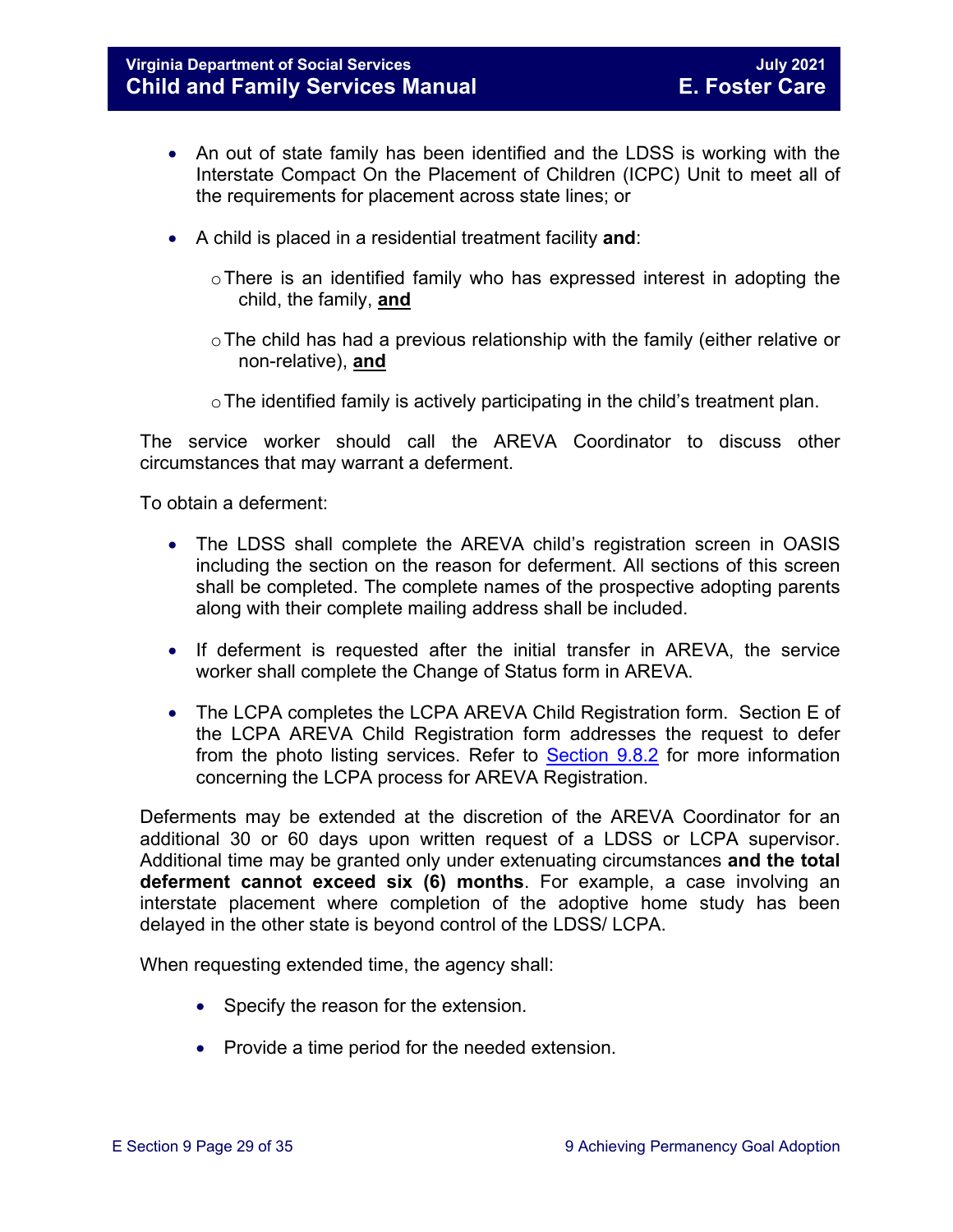- An out of state family has been identified and the LDSS is working with the Interstate Compact On the Placement of Children (ICPC) Unit to meet all of the requirements for placement across state lines; or

- A child is placed in a residential treatment facility **and**:

    - There is an identified family who has expressed interest in adopting the child, the family, **and**

    - The child has had a previous relationship with the family (either relative or non-relative), **and**

    - The identified family is actively participating in the child's treatment plan.

The service worker should call the AREVA Coordinator to discuss other circumstances that may warrant a deferment.

To obtain a deferment:

- The LDSS shall complete the AREVA child's registration screen in OASIS including the section on the reason for deferment. All sections of this screen shall be completed. The complete names of the prospective adopting parents along with their complete mailing address shall be included.

- If deferment is requested after the initial transfer in AREVA, the service worker shall complete the Change of Status form in AREVA.

- The LCPA completes the LCPA AREVA Child Registration form. Section E of the LCPA AREVA Child Registration form addresses the request to defer from the photo listing services. Refer to Section 9.8.2 for more information concerning the LCPA process for AREVA Registration.

Deferments may be extended at the discretion of the AREVA Coordinator for an additional 30 or 60 days upon written request of a LDSS or LCPA supervisor. Additional time may be granted only under extenuating circumstances **and the total deferment cannot exceed six (6) months**. For example, a case involving an interstate placement where completion of the adoptive home study has been delayed in the other state is beyond control of the LDSS/ LCPA.

When requesting extended time, the agency shall:

- Specify the reason for the extension.

- Provide a time period for the needed extension.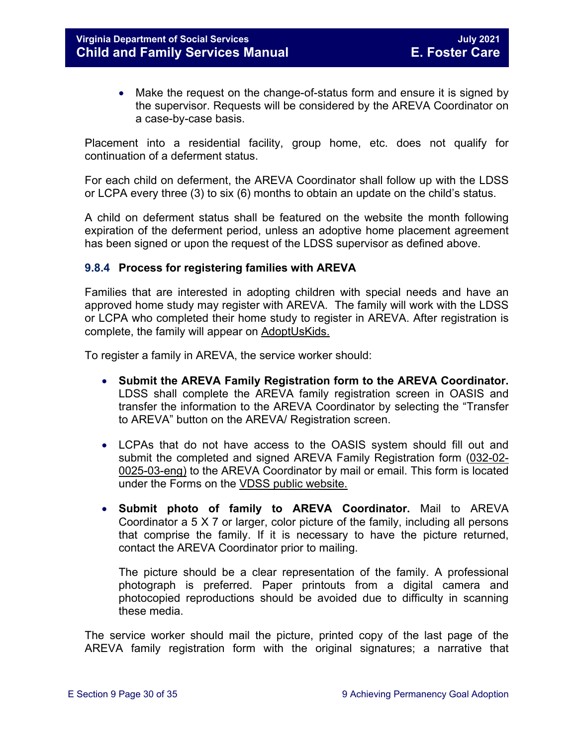- Make the request on the change-of-status form and ensure it is signed by the supervisor. Requests will be considered by the AREVA Coordinator on a case-by-case basis.

Placement into a residential facility, group home, etc. does not qualify for continuation of a deferment status.

For each child on deferment, the AREVA Coordinator shall follow up with the LDSS or LCPA every three (3) to six (6) months to obtain an update on the child's status.

A child on deferment status shall be featured on the website the month following expiration of the deferment period, unless an adoptive home placement agreement has been signed or upon the request of the LDSS supervisor as defined above.

### 9.8.4 Process for registering families with AREVA

Families that are interested in adopting children with special needs and have an approved home study may register with AREVA. The family will work with the LDSS or LCPA who completed their home study to register in AREVA. After registration is complete, the family will appear on AdoptUsKids.

To register a family in AREVA, the service worker should:

- **Submit the AREVA Family Registration form to the AREVA Coordinator.** LDSS shall complete the AREVA family registration screen in OASIS and transfer the information to the AREVA Coordinator by selecting the "Transfer to AREVA" button on the AREVA/ Registration screen.

- LCPAs that do not have access to the OASIS system should fill out and submit the completed and signed AREVA Family Registration form (032-02-0025-03-eng) to the AREVA Coordinator by mail or email. This form is located under the Forms on the VDSS public website.

- **Submit photo of family to AREVA Coordinator.** Mail to AREVA Coordinator a 5 X 7 or larger, color picture of the family, including all persons that comprise the family. If it is necessary to have the picture returned, contact the AREVA Coordinator prior to mailing.

  The picture should be a clear representation of the family. A professional photograph is preferred. Paper printouts from a digital camera and photocopied reproductions should be avoided due to difficulty in scanning these media.

The service worker should mail the picture, printed copy of the last page of the AREVA family registration form with the original signatures; a narrative that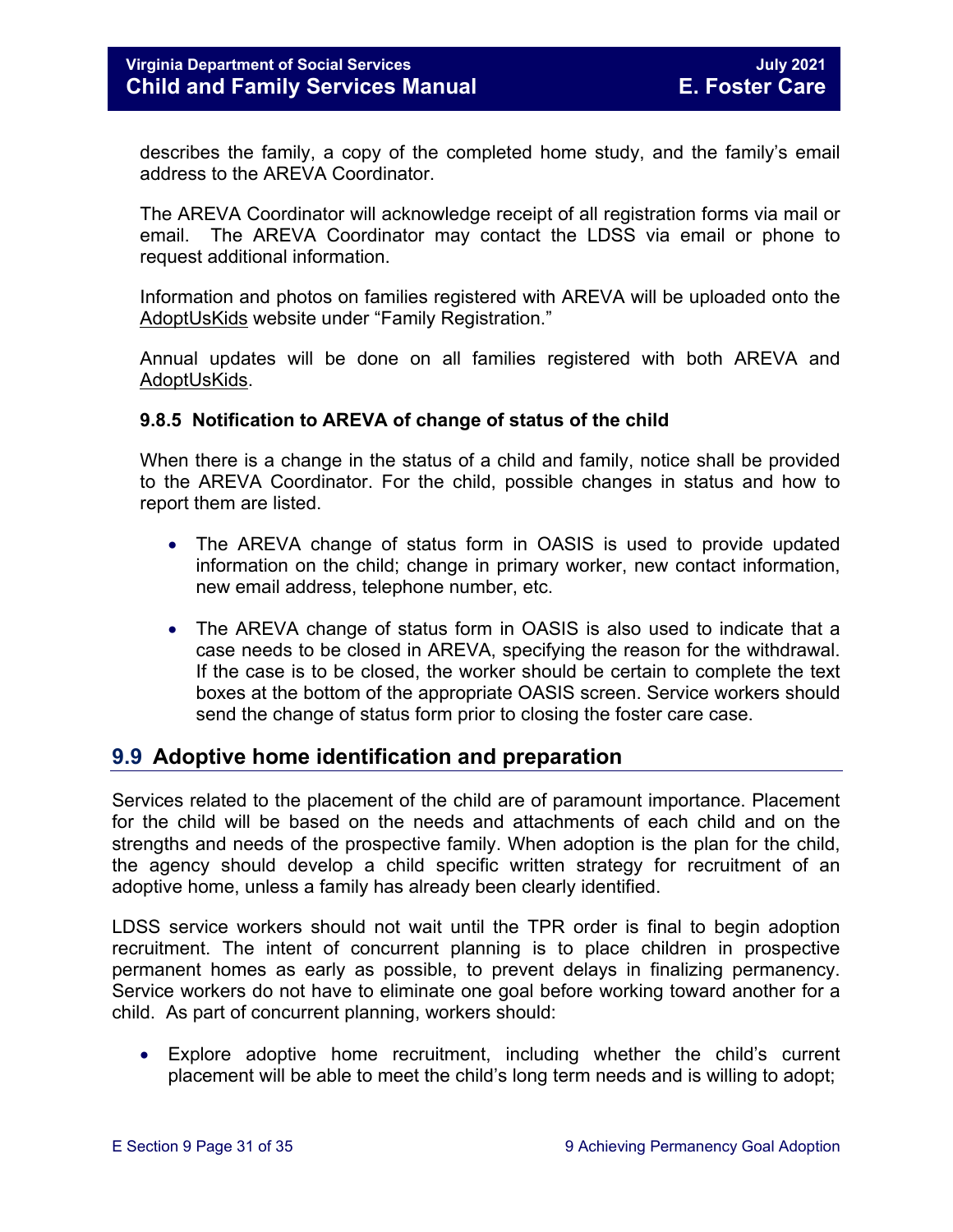describes the family, a copy of the completed home study, and the family's email address to the AREVA Coordinator.

The AREVA Coordinator will acknowledge receipt of all registration forms via mail or email. The AREVA Coordinator may contact the LDSS via email or phone to request additional information.

Information and photos on families registered with AREVA will be uploaded onto the AdoptUsKids website under "Family Registration."

Annual updates will be done on all families registered with both AREVA and AdoptUsKids.

#### 9.8.5 Notification to AREVA of change of status of the child

When there is a change in the status of a child and family, notice shall be provided to the AREVA Coordinator. For the child, possible changes in status and how to report them are listed.

- The AREVA change of status form in OASIS is used to provide updated information on the child; change in primary worker, new contact information, new email address, telephone number, etc.
- The AREVA change of status form in OASIS is also used to indicate that a case needs to be closed in AREVA, specifying the reason for the withdrawal. If the case is to be closed, the worker should be certain to complete the text boxes at the bottom of the appropriate OASIS screen. Service workers should send the change of status form prior to closing the foster care case.

## 9.9 Adoptive home identification and preparation

Services related to the placement of the child are of paramount importance. Placement for the child will be based on the needs and attachments of each child and on the strengths and needs of the prospective family. When adoption is the plan for the child, the agency should develop a child specific written strategy for recruitment of an adoptive home, unless a family has already been clearly identified.

LDSS service workers should not wait until the TPR order is final to begin adoption recruitment. The intent of concurrent planning is to place children in prospective permanent homes as early as possible, to prevent delays in finalizing permanency. Service workers do not have to eliminate one goal before working toward another for a child. As part of concurrent planning, workers should:

- Explore adoptive home recruitment, including whether the child's current placement will be able to meet the child's long term needs and is willing to adopt;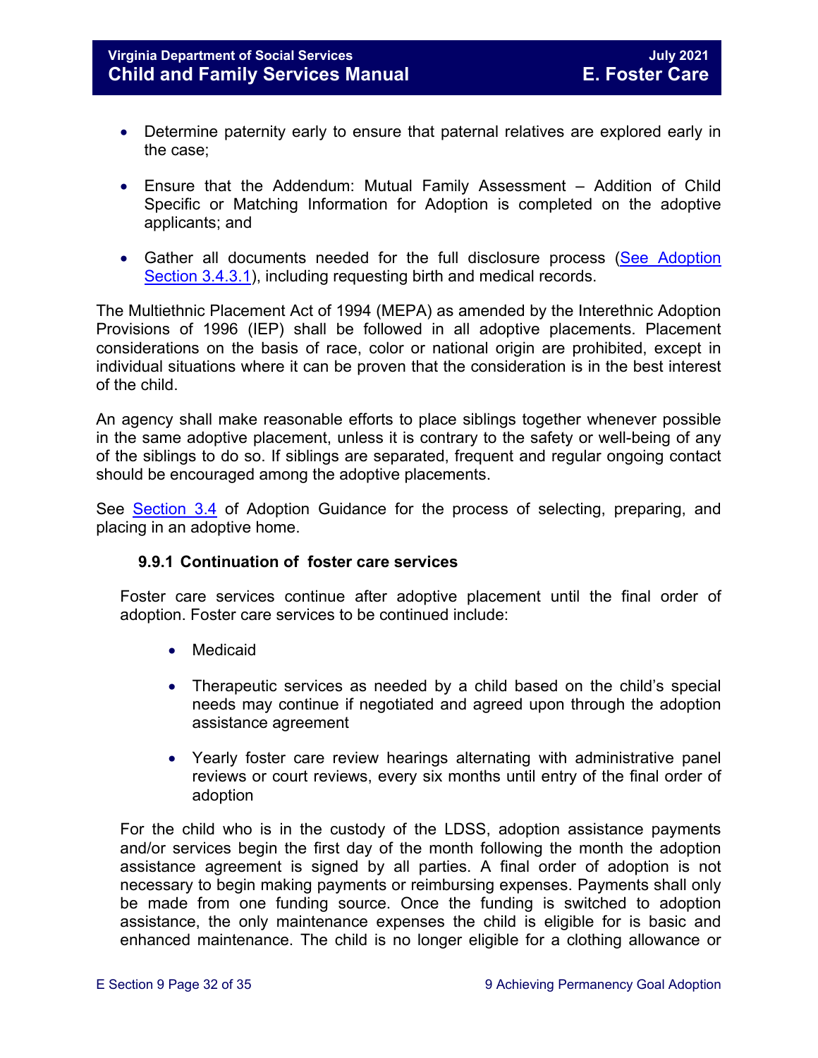- Determine paternity early to ensure that paternal relatives are explored early in the case;
- Ensure that the Addendum: Mutual Family Assessment – Addition of Child Specific or Matching Information for Adoption is completed on the adoptive applicants; and
- Gather all documents needed for the full disclosure process (See Adoption Section 3.4.3.1), including requesting birth and medical records.

The Multiethnic Placement Act of 1994 (MEPA) as amended by the Interethnic Adoption Provisions of 1996 (IEP) shall be followed in all adoptive placements. Placement considerations on the basis of race, color or national origin are prohibited, except in individual situations where it can be proven that the consideration is in the best interest of the child.

An agency shall make reasonable efforts to place siblings together whenever possible in the same adoptive placement, unless it is contrary to the safety or well-being of any of the siblings to do so. If siblings are separated, frequent and regular ongoing contact should be encouraged among the adoptive placements.

See Section 3.4 of Adoption Guidance for the process of selecting, preparing, and placing in an adoptive home.

### 9.9.1 Continuation of foster care services

Foster care services continue after adoptive placement until the final order of adoption. Foster care services to be continued include:

- Medicaid
- Therapeutic services as needed by a child based on the child's special needs may continue if negotiated and agreed upon through the adoption assistance agreement
- Yearly foster care review hearings alternating with administrative panel reviews or court reviews, every six months until entry of the final order of adoption

For the child who is in the custody of the LDSS, adoption assistance payments and/or services begin the first day of the month following the month the adoption assistance agreement is signed by all parties. A final order of adoption is not necessary to begin making payments or reimbursing expenses. Payments shall only be made from one funding source. Once the funding is switched to adoption assistance, the only maintenance expenses the child is eligible for is basic and enhanced maintenance. The child is no longer eligible for a clothing allowance or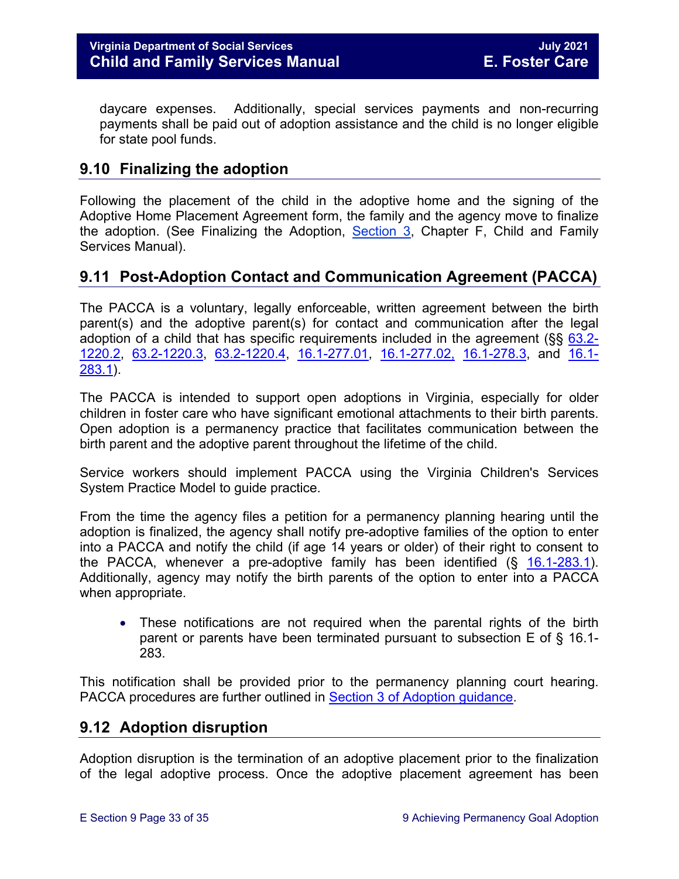daycare expenses. Additionally, special services payments and non-recurring payments shall be paid out of adoption assistance and the child is no longer eligible for state pool funds.

## 9.10 Finalizing the adoption

Following the placement of the child in the adoptive home and the signing of the Adoptive Home Placement Agreement form, the family and the agency move to finalize the adoption. (See Finalizing the Adoption, Section 3, Chapter F, Child and Family Services Manual).

## 9.11 Post-Adoption Contact and Communication Agreement (PACCA)

The PACCA is a voluntary, legally enforceable, written agreement between the birth parent(s) and the adoptive parent(s) for contact and communication after the legal adoption of a child that has specific requirements included in the agreement (§§ 63.2-1220.2, 63.2-1220.3, 63.2-1220.4, 16.1-277.01, 16.1-277.02, 16.1-278.3, and 16.1-283.1).

The PACCA is intended to support open adoptions in Virginia, especially for older children in foster care who have significant emotional attachments to their birth parents. Open adoption is a permanency practice that facilitates communication between the birth parent and the adoptive parent throughout the lifetime of the child.

Service workers should implement PACCA using the Virginia Children's Services System Practice Model to guide practice.

From the time the agency files a petition for a permanency planning hearing until the adoption is finalized, the agency shall notify pre-adoptive families of the option to enter into a PACCA and notify the child (if age 14 years or older) of their right to consent to the PACCA, whenever a pre-adoptive family has been identified (§ 16.1-283.1). Additionally, agency may notify the birth parents of the option to enter into a PACCA when appropriate.

- These notifications are not required when the parental rights of the birth parent or parents have been terminated pursuant to subsection E of § 16.1-283.

This notification shall be provided prior to the permanency planning court hearing. PACCA procedures are further outlined in Section 3 of Adoption guidance.

## 9.12 Adoption disruption

Adoption disruption is the termination of an adoptive placement prior to the finalization of the legal adoptive process. Once the adoptive placement agreement has been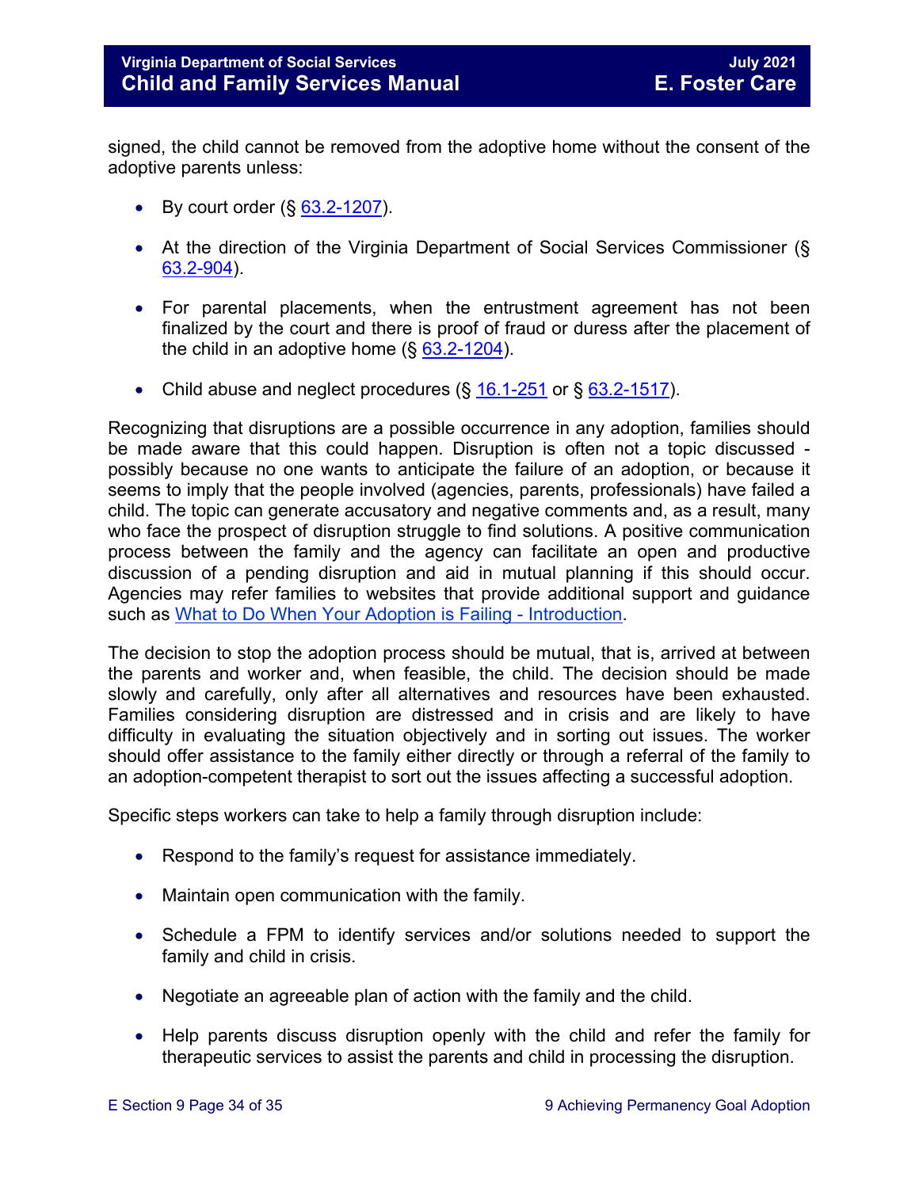signed, the child cannot be removed from the adoptive home without the consent of the adoptive parents unless:

- By court order (§ 63.2-1207).
- At the direction of the Virginia Department of Social Services Commissioner (§ 63.2-904).
- For parental placements, when the entrustment agreement has not been finalized by the court and there is proof of fraud or duress after the placement of the child in an adoptive home (§ 63.2-1204).
- Child abuse and neglect procedures (§ 16.1-251 or § 63.2-1517).

Recognizing that disruptions are a possible occurrence in any adoption, families should be made aware that this could happen. Disruption is often not a topic discussed - possibly because no one wants to anticipate the failure of an adoption, or because it seems to imply that the people involved (agencies, parents, professionals) have failed a child. The topic can generate accusatory and negative comments and, as a result, many who face the prospect of disruption struggle to find solutions. A positive communication process between the family and the agency can facilitate an open and productive discussion of a pending disruption and aid in mutual planning if this should occur. Agencies may refer families to websites that provide additional support and guidance such as What to Do When Your Adoption is Failing - Introduction.

The decision to stop the adoption process should be mutual, that is, arrived at between the parents and worker and, when feasible, the child. The decision should be made slowly and carefully, only after all alternatives and resources have been exhausted. Families considering disruption are distressed and in crisis and are likely to have difficulty in evaluating the situation objectively and in sorting out issues. The worker should offer assistance to the family either directly or through a referral of the family to an adoption-competent therapist to sort out the issues affecting a successful adoption.

Specific steps workers can take to help a family through disruption include:

- Respond to the family's request for assistance immediately.
- Maintain open communication with the family.
- Schedule a FPM to identify services and/or solutions needed to support the family and child in crisis.
- Negotiate an agreeable plan of action with the family and the child.
- Help parents discuss disruption openly with the child and refer the family for therapeutic services to assist the parents and child in processing the disruption.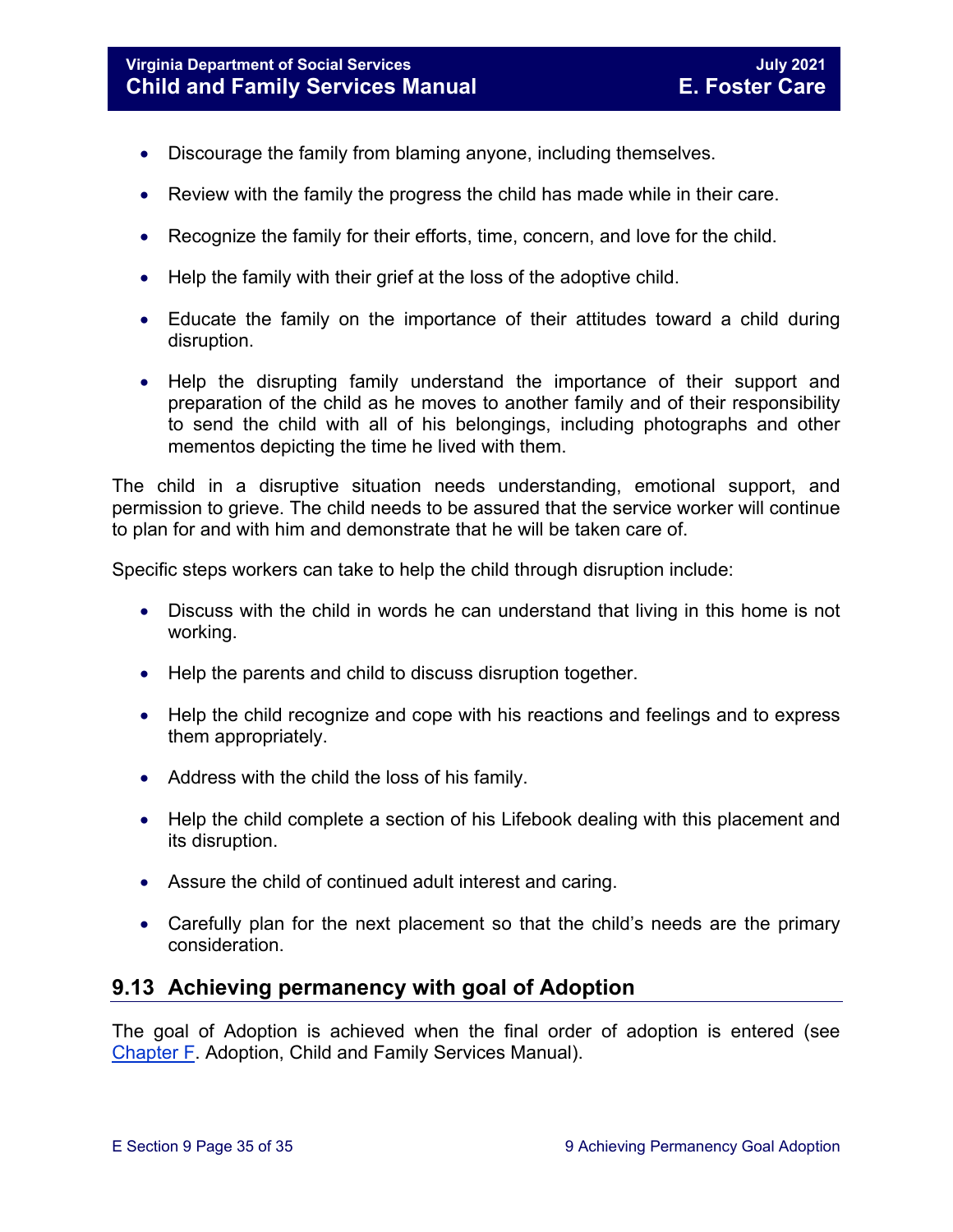- Discourage the family from blaming anyone, including themselves.
- Review with the family the progress the child has made while in their care.
- Recognize the family for their efforts, time, concern, and love for the child.
- Help the family with their grief at the loss of the adoptive child.
- Educate the family on the importance of their attitudes toward a child during disruption.
- Help the disrupting family understand the importance of their support and preparation of the child as he moves to another family and of their responsibility to send the child with all of his belongings, including photographs and other mementos depicting the time he lived with them.

The child in a disruptive situation needs understanding, emotional support, and permission to grieve. The child needs to be assured that the service worker will continue to plan for and with him and demonstrate that he will be taken care of.

Specific steps workers can take to help the child through disruption include:

- Discuss with the child in words he can understand that living in this home is not working.
- Help the parents and child to discuss disruption together.
- Help the child recognize and cope with his reactions and feelings and to express them appropriately.
- Address with the child the loss of his family.
- Help the child complete a section of his Lifebook dealing with this placement and its disruption.
- Assure the child of continued adult interest and caring.
- Carefully plan for the next placement so that the child's needs are the primary consideration.

## 9.13 Achieving permanency with goal of Adoption

The goal of Adoption is achieved when the final order of adoption is entered (see Chapter F. Adoption, Child and Family Services Manual).